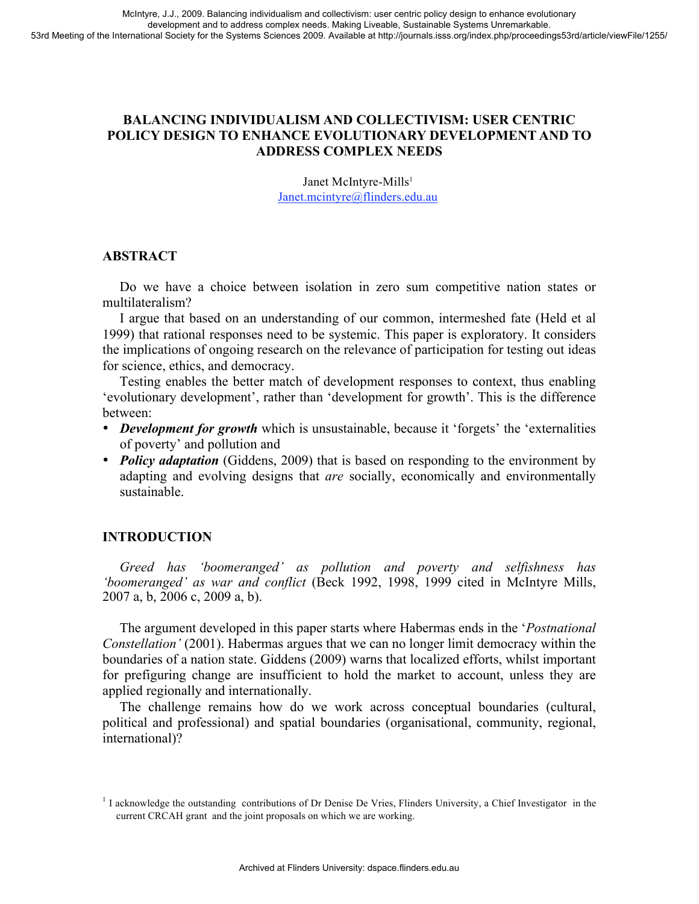# BALANCING INDIVIDUALISM AND COLLECTIVISM: USER CENTRIC POLICY DESIGN TO ENHANCE EVOLUTIONARY DEVELOPMENT AND TO ADDRESS COMPLEX NEEDS

Janet McIntyre-Mills[1]
Janet.mcintyre@flinders.edu.au

## ABSTRACT

Do we have a choice between isolation in zero sum competitive nation states or multilateralism?

I argue that based on an understanding of our common, intermeshed fate (Held et al 1999) that rational responses need to be systemic. This paper is exploratory. It considers the implications of ongoing research on the relevance of participation for testing out ideas for science, ethics, and democracy.

Testing enables the better match of development responses to context, thus enabling 'evolutionary development', rather than 'development for growth'. This is the difference between:

- ***Development for growth*** which is unsustainable, because it 'forgets' the 'externalities of poverty' and pollution and
- ***Policy adaptation*** (Giddens, 2009) that is based on responding to the environment by adapting and evolving designs that *are* socially, economically and environmentally sustainable.

## INTRODUCTION

*Greed has 'boomeranged' as pollution and poverty and selfishness has 'boomeranged' as war and conflict* (Beck 1992, 1998, 1999 cited in McIntyre Mills, 2007 a, b, 2006 c, 2009 a, b).

The argument developed in this paper starts where Habermas ends in the '*Postnational Constellation'* (2001). Habermas argues that we can no longer limit democracy within the boundaries of a nation state. Giddens (2009) warns that localized efforts, whilst important for prefiguring change are insufficient to hold the market to account, unless they are applied regionally and internationally.

The challenge remains how do we work across conceptual boundaries (cultural, political and professional) and spatial boundaries (organisational, community, regional, international)?

[1] I acknowledge the outstanding contributions of Dr Denise De Vries, Flinders University, a Chief Investigator in the current CRCAH grant and the joint proposals on which we are working.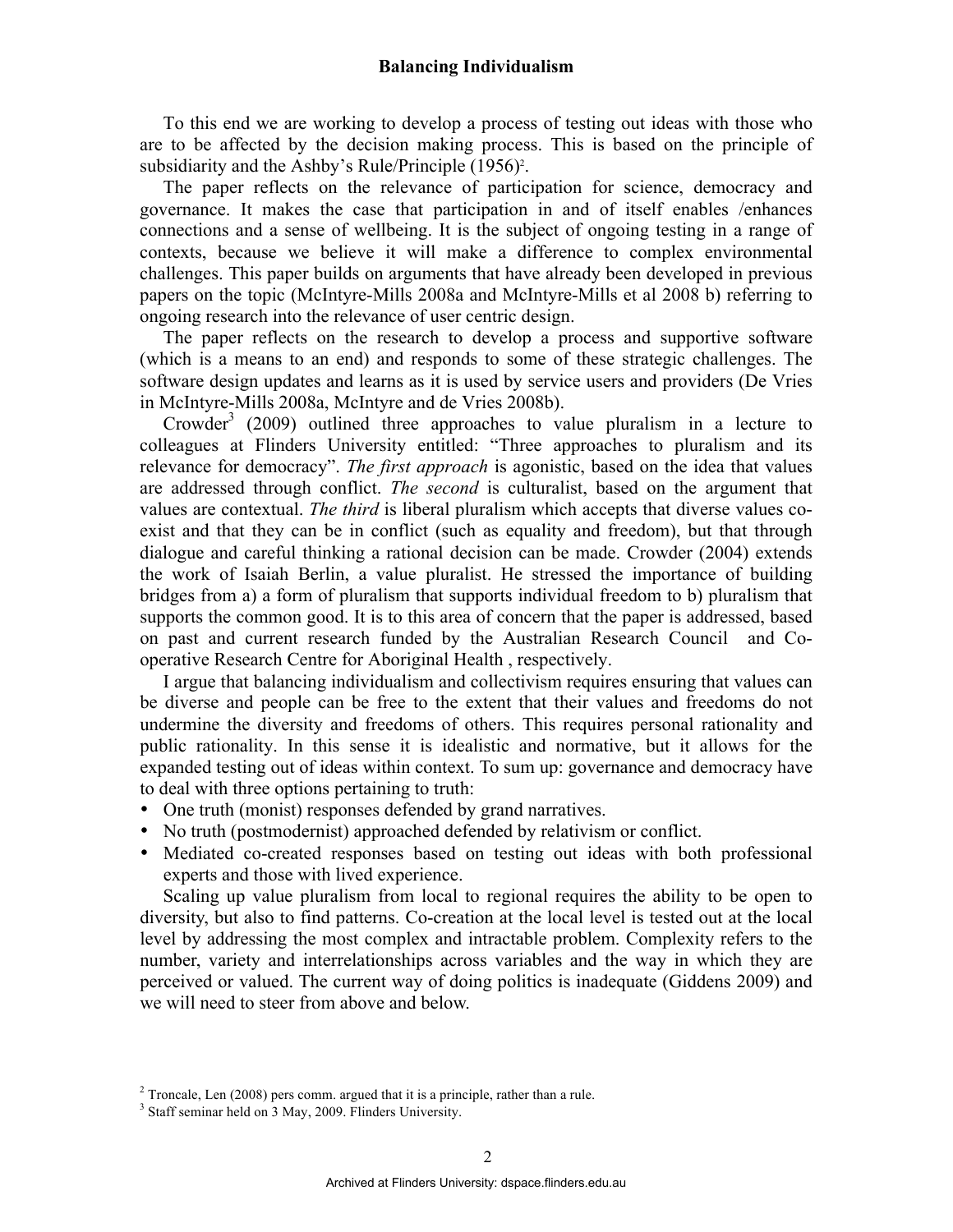To this end we are working to develop a process of testing out ideas with those who are to be affected by the decision making process. This is based on the principle of subsidiarity and the Ashby's Rule/Principle (1956)[2].

The paper reflects on the relevance of participation for science, democracy and governance. It makes the case that participation in and of itself enables /enhances connections and a sense of wellbeing. It is the subject of ongoing testing in a range of contexts, because we believe it will make a difference to complex environmental challenges. This paper builds on arguments that have already been developed in previous papers on the topic (McIntyre-Mills 2008a and McIntyre-Mills et al 2008 b) referring to ongoing research into the relevance of user centric design.

The paper reflects on the research to develop a process and supportive software (which is a means to an end) and responds to some of these strategic challenges. The software design updates and learns as it is used by service users and providers (De Vries in McIntyre-Mills 2008a, McIntyre and de Vries 2008b).

Crowder[3] (2009) outlined three approaches to value pluralism in a lecture to colleagues at Flinders University entitled: "Three approaches to pluralism and its relevance for democracy". *The first approach* is agonistic, based on the idea that values are addressed through conflict. *The second* is culturalist, based on the argument that values are contextual. *The third* is liberal pluralism which accepts that diverse values co-exist and that they can be in conflict (such as equality and freedom), but that through dialogue and careful thinking a rational decision can be made. Crowder (2004) extends the work of Isaiah Berlin, a value pluralist. He stressed the importance of building bridges from a) a form of pluralism that supports individual freedom to b) pluralism that supports the common good. It is to this area of concern that the paper is addressed, based on past and current research funded by the Australian Research Council and Co-operative Research Centre for Aboriginal Health , respectively.

I argue that balancing individualism and collectivism requires ensuring that values can be diverse and people can be free to the extent that their values and freedoms do not undermine the diversity and freedoms of others. This requires personal rationality and public rationality. In this sense it is idealistic and normative, but it allows for the expanded testing out of ideas within context. To sum up: governance and democracy have to deal with three options pertaining to truth:

- One truth (monist) responses defended by grand narratives.
- No truth (postmodernist) approached defended by relativism or conflict.
- Mediated co-created responses based on testing out ideas with both professional experts and those with lived experience.

Scaling up value pluralism from local to regional requires the ability to be open to diversity, but also to find patterns. Co-creation at the local level is tested out at the local level by addressing the most complex and intractable problem. Complexity refers to the number, variety and interrelationships across variables and the way in which they are perceived or valued. The current way of doing politics is inadequate (Giddens 2009) and we will need to steer from above and below.

[2] Troncale, Len (2008) pers comm. argued that it is a principle, rather than a rule.

[3] Staff seminar held on 3 May, 2009. Flinders University.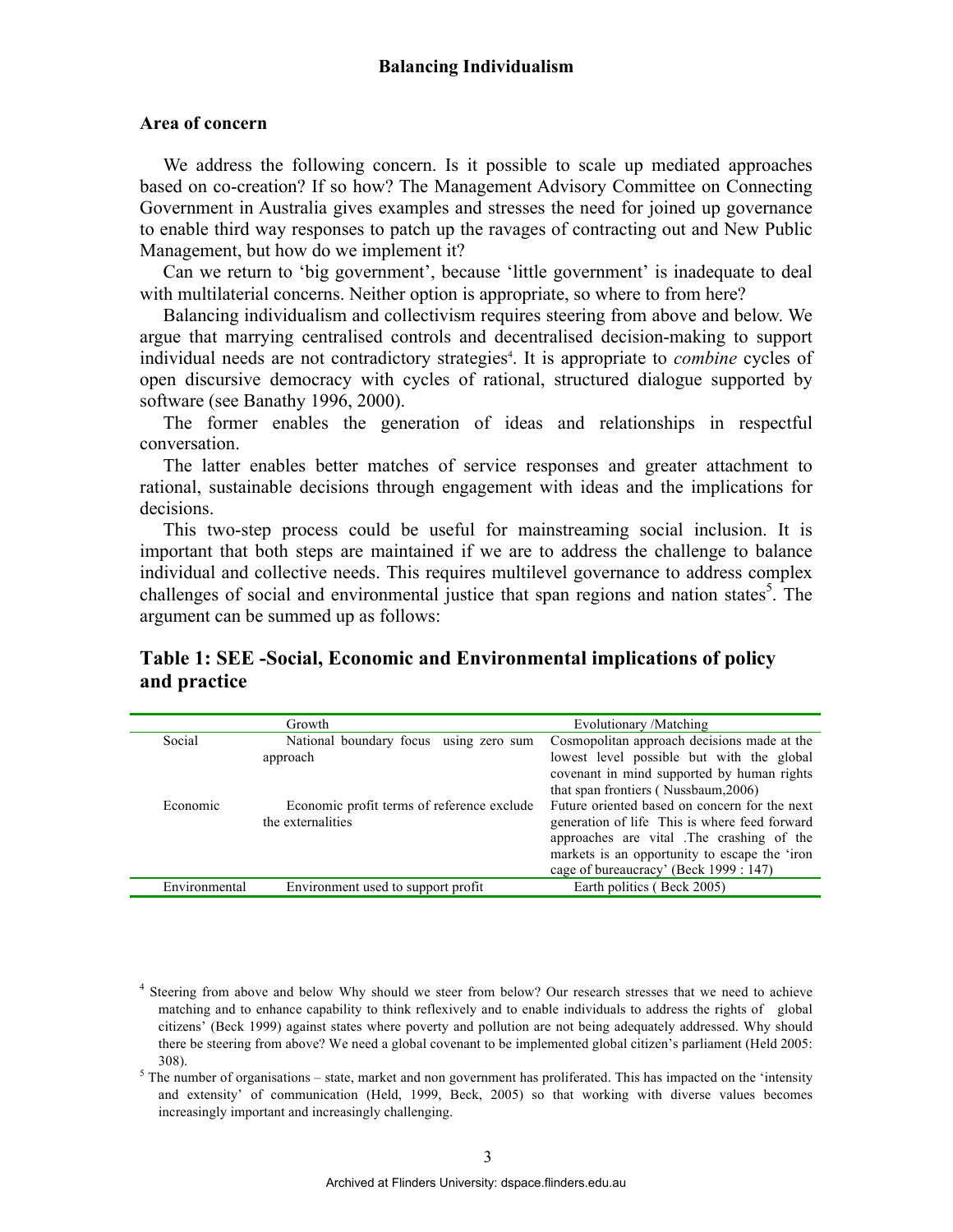## Area of concern

We address the following concern. Is it possible to scale up mediated approaches based on co-creation? If so how? The Management Advisory Committee on Connecting Government in Australia gives examples and stresses the need for joined up governance to enable third way responses to patch up the ravages of contracting out and New Public Management, but how do we implement it?

Can we return to 'big government', because 'little government' is inadequate to deal with multilaterial concerns. Neither option is appropriate, so where to from here?

Balancing individualism and collectivism requires steering from above and below. We argue that marrying centralised controls and decentralised decision-making to support individual needs are not contradictory strategies[4]. It is appropriate to *combine* cycles of open discursive democracy with cycles of rational, structured dialogue supported by software (see Banathy 1996, 2000).

The former enables the generation of ideas and relationships in respectful conversation.

The latter enables better matches of service responses and greater attachment to rational, sustainable decisions through engagement with ideas and the implications for decisions.

This two-step process could be useful for mainstreaming social inclusion. It is important that both steps are maintained if we are to address the challenge to balance individual and collective needs. This requires multilevel governance to address complex challenges of social and environmental justice that span regions and nation states[5]. The argument can be summed up as follows:

## Table 1: SEE -Social, Economic and Environmental implications of policy and practice

| | Growth | Evolutionary /Matching |
|---|---|---|
| Social | National boundary focus using zero sum approach | Cosmopolitan approach decisions made at the lowest level possible but with the global covenant in mind supported by human rights that span frontiers ( Nussbaum,2006) |
| Economic | Economic profit terms of reference exclude the externalities | Future oriented based on concern for the next generation of life This is where feed forward approaches are vital .The crashing of the markets is an opportunity to escape the 'iron cage of bureaucracy' (Beck 1999 : 147) |
| Environmental | Environment used to support profit | Earth politics ( Beck 2005) |

[4] Steering from above and below Why should we steer from below? Our research stresses that we need to achieve matching and to enhance capability to think reflexively and to enable individuals to address the rights of global citizens' (Beck 1999) against states where poverty and pollution are not being adequately addressed. Why should there be steering from above? We need a global covenant to be implemented global citizen's parliament (Held 2005: 308).

[5] The number of organisations – state, market and non government has proliferated. This has impacted on the 'intensity and extensity' of communication (Held, 1999, Beck, 2005) so that working with diverse values becomes increasingly important and increasingly challenging.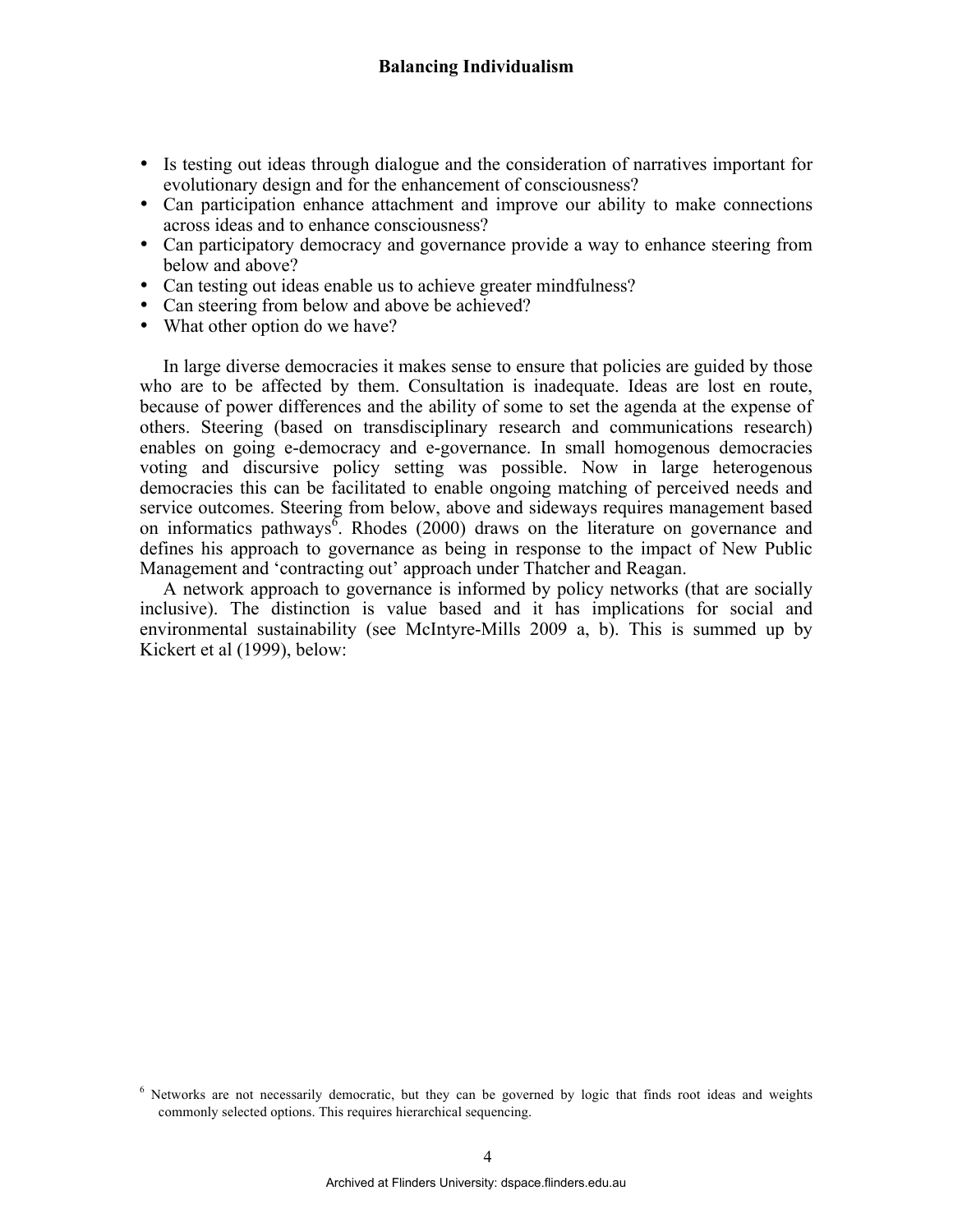- Is testing out ideas through dialogue and the consideration of narratives important for evolutionary design and for the enhancement of consciousness?
- Can participation enhance attachment and improve our ability to make connections across ideas and to enhance consciousness?
- Can participatory democracy and governance provide a way to enhance steering from below and above?
- Can testing out ideas enable us to achieve greater mindfulness?
- Can steering from below and above be achieved?
- What other option do we have?

In large diverse democracies it makes sense to ensure that policies are guided by those who are to be affected by them. Consultation is inadequate. Ideas are lost en route, because of power differences and the ability of some to set the agenda at the expense of others. Steering (based on transdisciplinary research and communications research) enables on going e-democracy and e-governance. In small homogenous democracies voting and discursive policy setting was possible. Now in large heterogenous democracies this can be facilitated to enable ongoing matching of perceived needs and service outcomes. Steering from below, above and sideways requires management based on informatics pathways[6]. Rhodes (2000) draws on the literature on governance and defines his approach to governance as being in response to the impact of New Public Management and 'contracting out' approach under Thatcher and Reagan.

A network approach to governance is informed by policy networks (that are socially inclusive). The distinction is value based and it has implications for social and environmental sustainability (see McIntyre-Mills 2009 a, b). This is summed up by Kickert et al (1999), below:

[6] Networks are not necessarily democratic, but they can be governed by logic that finds root ideas and weights commonly selected options. This requires hierarchical sequencing.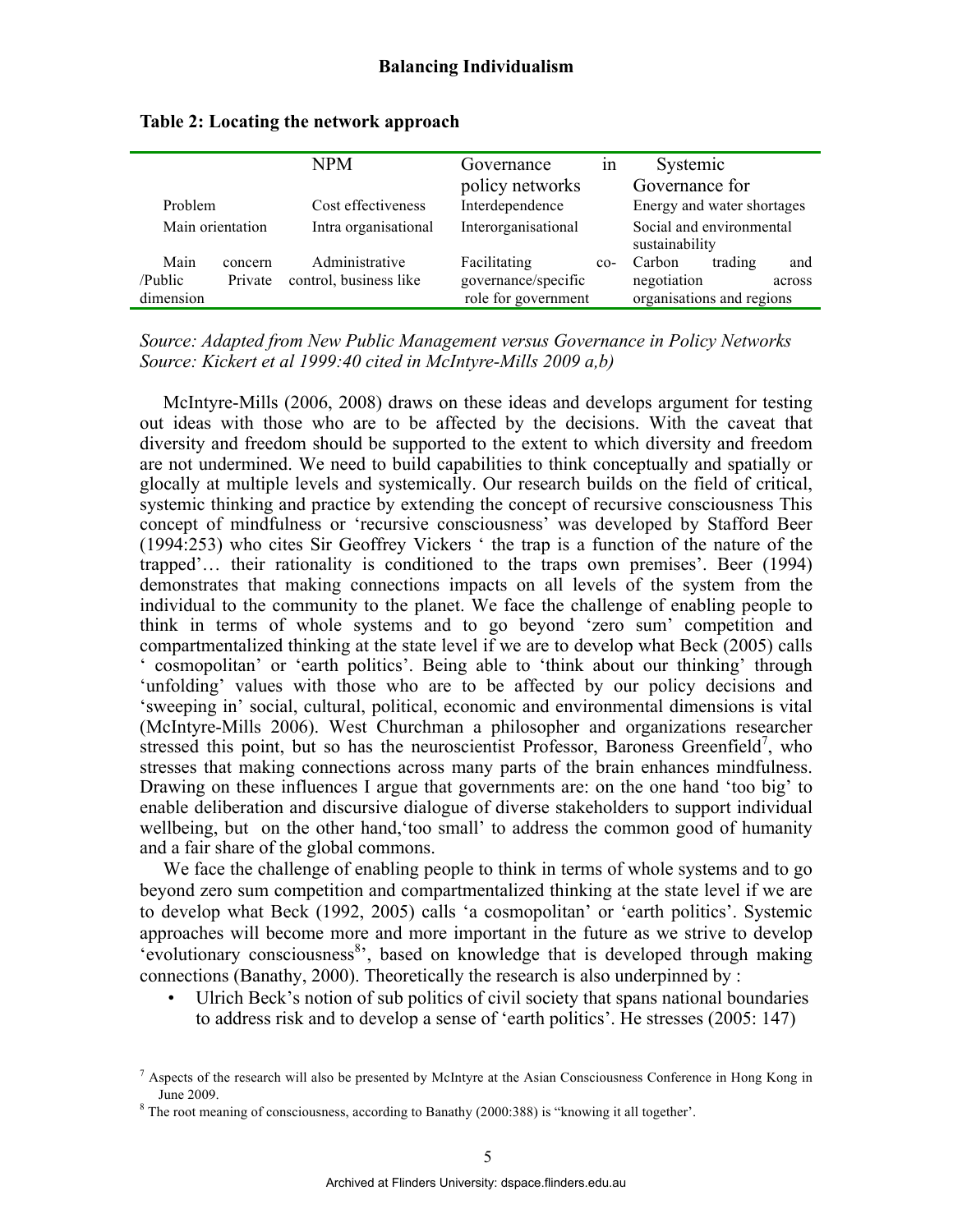**Table 2: Locating the network approach**

| | NPM | Governance in policy networks | Systemic Governance for |
|---|---|---|---|
| Problem | Cost effectiveness | Interdependence | Energy and water shortages |
| Main orientation | Intra organisational | Interorganisational | Social and environmental sustainability |
| Main concern /Public Private dimension | Administrative control, business like | Facilitating co-governance/specific role for government | Carbon trading and negotiation across organisations and regions |

*Source: Adapted from New Public Management versus Governance in Policy Networks Source: Kickert et al 1999:40 cited in McIntyre-Mills 2009 a,b)*

McIntyre-Mills (2006, 2008) draws on these ideas and develops argument for testing out ideas with those who are to be affected by the decisions. With the caveat that diversity and freedom should be supported to the extent to which diversity and freedom are not undermined. We need to build capabilities to think conceptually and spatially or glocally at multiple levels and systemically. Our research builds on the field of critical, systemic thinking and practice by extending the concept of recursive consciousness This concept of mindfulness or 'recursive consciousness' was developed by Stafford Beer (1994:253) who cites Sir Geoffrey Vickers ' the trap is a function of the nature of the trapped'… their rationality is conditioned to the traps own premises'. Beer (1994) demonstrates that making connections impacts on all levels of the system from the individual to the community to the planet. We face the challenge of enabling people to think in terms of whole systems and to go beyond 'zero sum' competition and compartmentalized thinking at the state level if we are to develop what Beck (2005) calls ' cosmopolitan' or 'earth politics'. Being able to 'think about our thinking' through 'unfolding' values with those who are to be affected by our policy decisions and 'sweeping in' social, cultural, political, economic and environmental dimensions is vital (McIntyre-Mills 2006). West Churchman a philosopher and organizations researcher stressed this point, but so has the neuroscientist Professor, Baroness Greenfield[7], who stresses that making connections across many parts of the brain enhances mindfulness. Drawing on these influences I argue that governments are: on the one hand 'too big' to enable deliberation and discursive dialogue of diverse stakeholders to support individual wellbeing, but on the other hand,'too small' to address the common good of humanity and a fair share of the global commons.

We face the challenge of enabling people to think in terms of whole systems and to go beyond zero sum competition and compartmentalized thinking at the state level if we are to develop what Beck (1992, 2005) calls 'a cosmopolitan' or 'earth politics'. Systemic approaches will become more and more important in the future as we strive to develop 'evolutionary consciousness[8]', based on knowledge that is developed through making connections (Banathy, 2000). Theoretically the research is also underpinned by :

- Ulrich Beck's notion of sub politics of civil society that spans national boundaries to address risk and to develop a sense of 'earth politics'. He stresses (2005: 147)

[7] Aspects of the research will also be presented by McIntyre at the Asian Consciousness Conference in Hong Kong in June 2009.

[8] The root meaning of consciousness, according to Banathy (2000:388) is "knowing it all together'.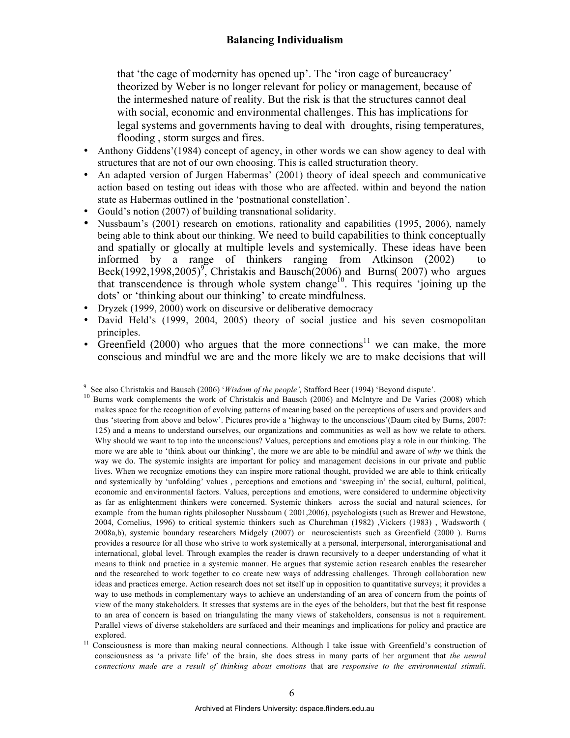that 'the cage of modernity has opened up'. The 'iron cage of bureaucracy' theorized by Weber is no longer relevant for policy or management, because of the intermeshed nature of reality. But the risk is that the structures cannot deal with social, economic and environmental challenges. This has implications for legal systems and governments having to deal with droughts, rising temperatures, flooding , storm surges and fires.

- Anthony Giddens'(1984) concept of agency, in other words we can show agency to deal with structures that are not of our own choosing. This is called structuration theory.
- An adapted version of Jurgen Habermas' (2001) theory of ideal speech and communicative action based on testing out ideas with those who are affected. within and beyond the nation state as Habermas outlined in the 'postnational constellation'.
- Gould's notion (2007) of building transnational solidarity.
- Nussbaum's (2001) research on emotions, rationality and capabilities (1995, 2006), namely being able to think about our thinking. We need to build capabilities to think conceptually and spatially or glocally at multiple levels and systemically. These ideas have been informed by a range of thinkers ranging from Atkinson (2002) to Beck(1992,1998,2005)[9], Christakis and Bausch(2006) and Burns( 2007) who argues that transcendence is through whole system change[10]. This requires 'joining up the dots' or 'thinking about our thinking' to create mindfulness.
- Dryzek (1999, 2000) work on discursive or deliberative democracy
- David Held's (1999, 2004, 2005) theory of social justice and his seven cosmopolitan principles.
- Greenfield (2000) who argues that the more connections[11] we can make, the more conscious and mindful we are and the more likely we are to make decisions that will

[9] See also Christakis and Bausch (2006) '*Wisdom of the people',* Stafford Beer (1994) 'Beyond dispute'.

[10] Burns work complements the work of Christakis and Bausch (2006) and McIntyre and De Varies (2008) which makes space for the recognition of evolving patterns of meaning based on the perceptions of users and providers and thus 'steering from above and below'. Pictures provide a 'highway to the unconscious'(Daum cited by Burns, 2007: 125) and a means to understand ourselves, our organizations and communities as well as how we relate to others. Why should we want to tap into the unconscious? Values, perceptions and emotions play a role in our thinking. The more we are able to 'think about our thinking', the more we are able to be mindful and aware of *why* we think the way we do. The systemic insights are important for policy and management decisions in our private and public lives. When we recognize emotions they can inspire more rational thought, provided we are able to think critically and systemically by 'unfolding' values , perceptions and emotions and 'sweeping in' the social, cultural, political, economic and environmental factors. Values, perceptions and emotions, were considered to undermine objectivity as far as enlightenment thinkers were concerned. Systemic thinkers across the social and natural sciences, for example from the human rights philosopher Nussbaum ( 2001,2006), psychologists (such as Brewer and Hewstone, 2004, Cornelius, 1996) to critical systemic thinkers such as Churchman (1982) ,Vickers (1983) , Wadsworth ( 2008a,b), systemic boundary researchers Midgely (2007) or neuroscientists such as Greenfield (2000 ). Burns provides a resource for all those who strive to work systemically at a personal, interpersonal, interorganisational and international, global level. Through examples the reader is drawn recursively to a deeper understanding of what it means to think and practice in a systemic manner. He argues that systemic action research enables the researcher and the researched to work together to co create new ways of addressing challenges. Through collaboration new ideas and practices emerge. Action research does not set itself up in opposition to quantitative surveys; it provides a way to use methods in complementary ways to achieve an understanding of an area of concern from the points of view of the many stakeholders. It stresses that systems are in the eyes of the beholders, but that the best fit response to an area of concern is based on triangulating the many views of stakeholders, consensus is not a requirement. Parallel views of diverse stakeholders are surfaced and their meanings and implications for policy and practice are explored.

[11] Consciousness is more than making neural connections. Although I take issue with Greenfield's construction of consciousness as 'a private life' of the brain, she does stress in many parts of her argument that *the neural connections made are a result of thinking about emotions* that are *responsive to the environmental stimuli*.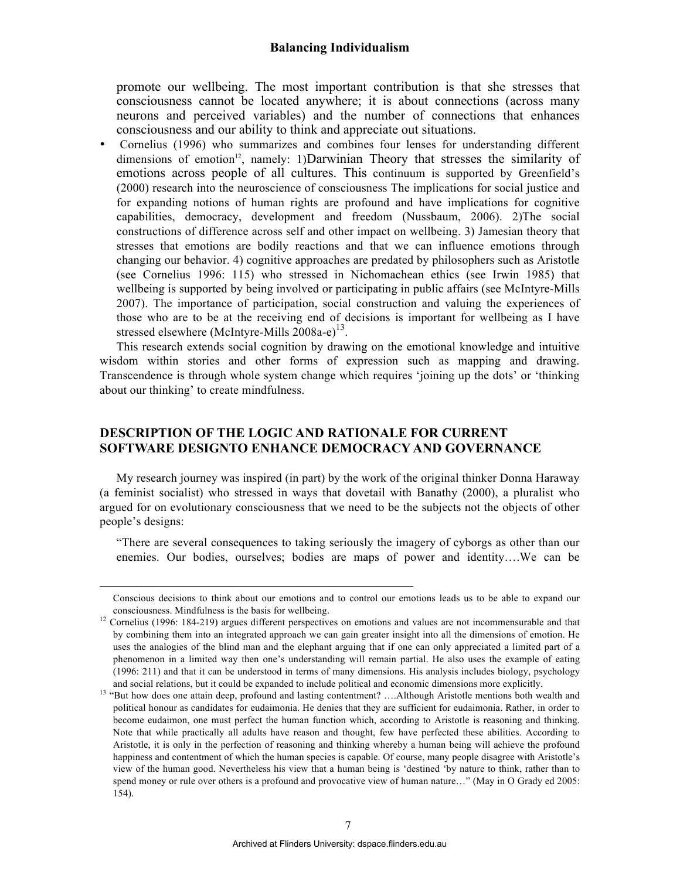promote our wellbeing. The most important contribution is that she stresses that consciousness cannot be located anywhere; it is about connections (across many neurons and perceived variables) and the number of connections that enhances consciousness and our ability to think and appreciate out situations.

- Cornelius (1996) who summarizes and combines four lenses for understanding different dimensions of emotion[12], namely: 1)Darwinian Theory that stresses the similarity of emotions across people of all cultures. This continuum is supported by Greenfield's (2000) research into the neuroscience of consciousness The implications for social justice and for expanding notions of human rights are profound and have implications for cognitive capabilities, democracy, development and freedom (Nussbaum, 2006). 2)The social constructions of difference across self and other impact on wellbeing. 3) Jamesian theory that stresses that emotions are bodily reactions and that we can influence emotions through changing our behavior. 4) cognitive approaches are predated by philosophers such as Aristotle (see Cornelius 1996: 115) who stressed in Nichomachean ethics (see Irwin 1985) that wellbeing is supported by being involved or participating in public affairs (see McIntyre-Mills 2007). The importance of participation, social construction and valuing the experiences of those who are to be at the receiving end of decisions is important for wellbeing as I have stressed elsewhere (McIntyre-Mills 2008a-e)[13].

This research extends social cognition by drawing on the emotional knowledge and intuitive wisdom within stories and other forms of expression such as mapping and drawing. Transcendence is through whole system change which requires 'joining up the dots' or 'thinking about our thinking' to create mindfulness.

## DESCRIPTION OF THE LOGIC AND RATIONALE FOR CURRENT SOFTWARE DESIGNTO ENHANCE DEMOCRACY AND GOVERNANCE

My research journey was inspired (in part) by the work of the original thinker Donna Haraway (a feminist socialist) who stressed in ways that dovetail with Banathy (2000), a pluralist who argued for on evolutionary consciousness that we need to be the subjects not the objects of other people's designs:

> "There are several consequences to taking seriously the imagery of cyborgs as other than our enemies. Our bodies, ourselves; bodies are maps of power and identity….We can be

---

Conscious decisions to think about our emotions and to control our emotions leads us to be able to expand our consciousness. Mindfulness is the basis for wellbeing.

[12] Cornelius (1996: 184-219) argues different perspectives on emotions and values are not incommensurable and that by combining them into an integrated approach we can gain greater insight into all the dimensions of emotion. He uses the analogies of the blind man and the elephant arguing that if one can only appreciated a limited part of a phenomenon in a limited way then one's understanding will remain partial. He also uses the example of eating (1996: 211) and that it can be understood in terms of many dimensions. His analysis includes biology, psychology and social relations, but it could be expanded to include political and economic dimensions more explicitly.

[13] "But how does one attain deep, profound and lasting contentment? ….Although Aristotle mentions both wealth and political honour as candidates for eudaimonia. He denies that they are sufficient for eudaimonia. Rather, in order to become eudaimon, one must perfect the human function which, according to Aristotle is reasoning and thinking. Note that while practically all adults have reason and thought, few have perfected these abilities. According to Aristotle, it is only in the perfection of reasoning and thinking whereby a human being will achieve the profound happiness and contentment of which the human species is capable. Of course, many people disagree with Aristotle's view of the human good. Nevertheless his view that a human being is 'destined 'by nature to think, rather than to spend money or rule over others is a profound and provocative view of human nature…" (May in O Grady ed 2005: 154).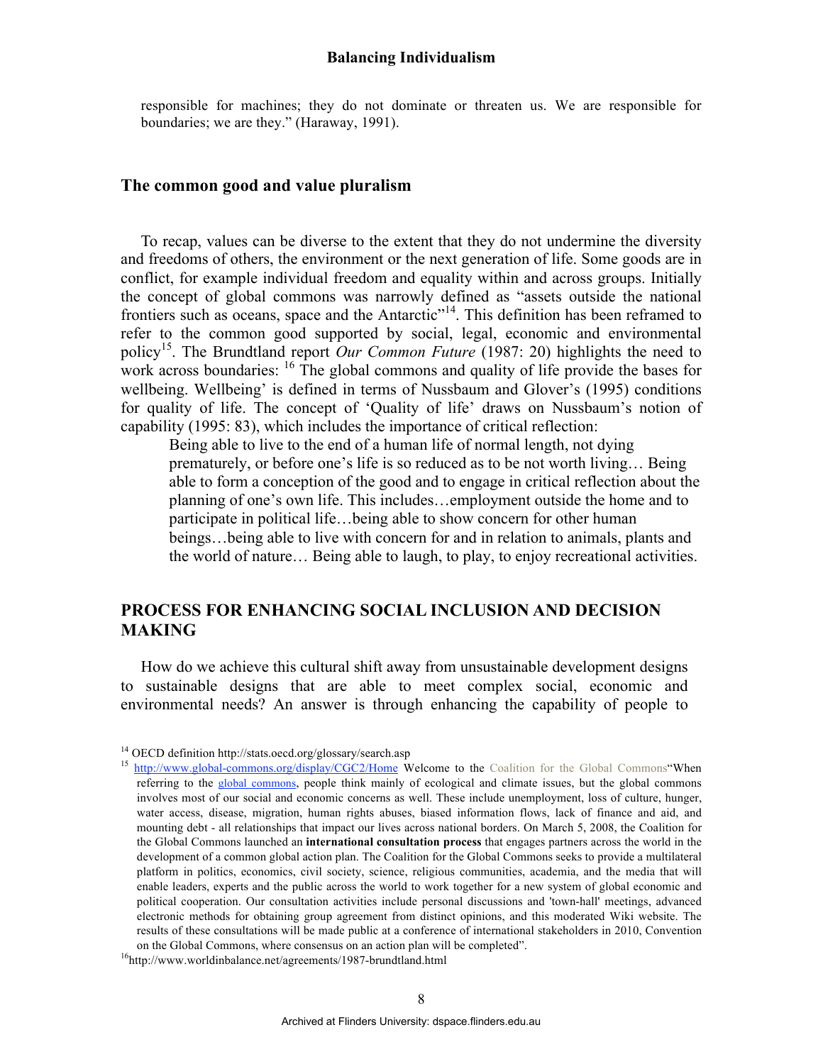responsible for machines; they do not dominate or threaten us. We are responsible for boundaries; we are they." (Haraway, 1991).

### The common good and value pluralism

To recap, values can be diverse to the extent that they do not undermine the diversity and freedoms of others, the environment or the next generation of life. Some goods are in conflict, for example individual freedom and equality within and across groups. Initially the concept of global commons was narrowly defined as "assets outside the national frontiers such as oceans, space and the Antarctic"[14]. This definition has been reframed to refer to the common good supported by social, legal, economic and environmental policy[15]. The Brundtland report *Our Common Future* (1987: 20) highlights the need to work across boundaries: [16] The global commons and quality of life provide the bases for wellbeing. Wellbeing' is defined in terms of Nussbaum and Glover's (1995) conditions for quality of life. The concept of 'Quality of life' draws on Nussbaum's notion of capability (1995: 83), which includes the importance of critical reflection:

> Being able to live to the end of a human life of normal length, not dying prematurely, or before one's life is so reduced as to be not worth living… Being able to form a conception of the good and to engage in critical reflection about the planning of one's own life. This includes…employment outside the home and to participate in political life…being able to show concern for other human beings…being able to live with concern for and in relation to animals, plants and the world of nature… Being able to laugh, to play, to enjoy recreational activities.

## PROCESS FOR ENHANCING SOCIAL INCLUSION AND DECISION MAKING

How do we achieve this cultural shift away from unsustainable development designs to sustainable designs that are able to meet complex social, economic and environmental needs? An answer is through enhancing the capability of people to

---

[14] OECD definition http://stats.oecd.org/glossary/search.asp

[15] http://www.global-commons.org/display/CGC2/Home Welcome to the Coalition for the Global Commons"When referring to the global commons, people think mainly of ecological and climate issues, but the global commons involves most of our social and economic concerns as well. These include unemployment, loss of culture, hunger, water access, disease, migration, human rights abuses, biased information flows, lack of finance and aid, and mounting debt - all relationships that impact our lives across national borders. On March 5, 2008, the Coalition for the Global Commons launched an **international consultation process** that engages partners across the world in the development of a common global action plan. The Coalition for the Global Commons seeks to provide a multilateral platform in politics, economics, civil society, science, religious communities, academia, and the media that will enable leaders, experts and the public across the world to work together for a new system of global economic and political cooperation. Our consultation activities include personal discussions and 'town-hall' meetings, advanced electronic methods for obtaining group agreement from distinct opinions, and this moderated Wiki website. The results of these consultations will be made public at a conference of international stakeholders in 2010, Convention on the Global Commons, where consensus on an action plan will be completed".

[16] http://www.worldinbalance.net/agreements/1987-brundtland.html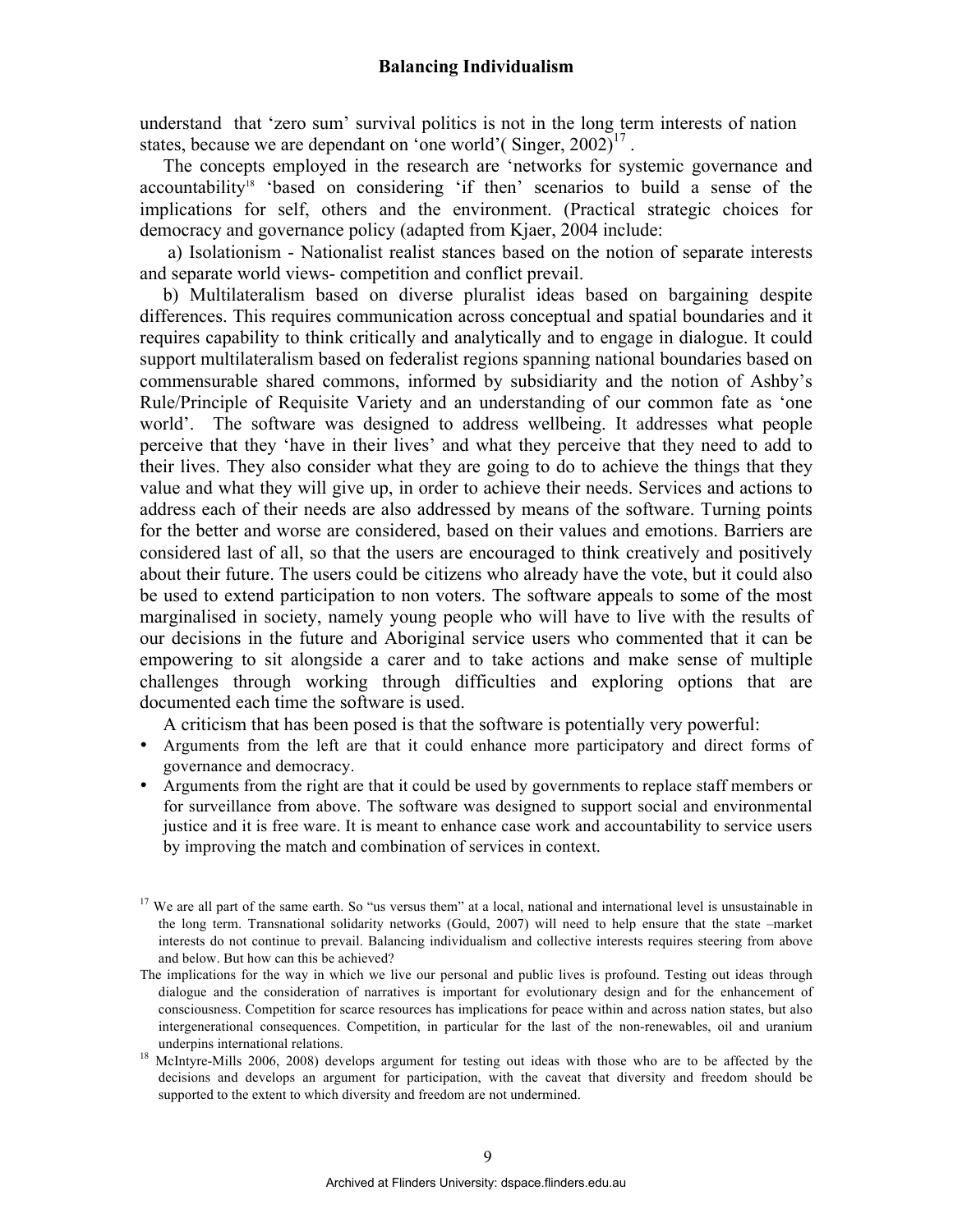understand that 'zero sum' survival politics is not in the long term interests of nation states, because we are dependant on 'one world'( Singer, 2002)[17] .

The concepts employed in the research are 'networks for systemic governance and accountability[18] 'based on considering 'if then' scenarios to build a sense of the implications for self, others and the environment. (Practical strategic choices for democracy and governance policy (adapted from Kjaer, 2004 include:

a) Isolationism - Nationalist realist stances based on the notion of separate interests and separate world views- competition and conflict prevail.

b) Multilateralism based on diverse pluralist ideas based on bargaining despite differences. This requires communication across conceptual and spatial boundaries and it requires capability to think critically and analytically and to engage in dialogue. It could support multilateralism based on federalist regions spanning national boundaries based on commensurable shared commons, informed by subsidiarity and the notion of Ashby's Rule/Principle of Requisite Variety and an understanding of our common fate as 'one world'. The software was designed to address wellbeing. It addresses what people perceive that they 'have in their lives' and what they perceive that they need to add to their lives. They also consider what they are going to do to achieve the things that they value and what they will give up, in order to achieve their needs. Services and actions to address each of their needs are also addressed by means of the software. Turning points for the better and worse are considered, based on their values and emotions. Barriers are considered last of all, so that the users are encouraged to think creatively and positively about their future. The users could be citizens who already have the vote, but it could also be used to extend participation to non voters. The software appeals to some of the most marginalised in society, namely young people who will have to live with the results of our decisions in the future and Aboriginal service users who commented that it can be empowering to sit alongside a carer and to take actions and make sense of multiple challenges through working through difficulties and exploring options that are documented each time the software is used.

A criticism that has been posed is that the software is potentially very powerful:

- Arguments from the left are that it could enhance more participatory and direct forms of governance and democracy.
- Arguments from the right are that it could be used by governments to replace staff members or for surveillance from above. The software was designed to support social and environmental justice and it is free ware. It is meant to enhance case work and accountability to service users by improving the match and combination of services in context.

---

[17] We are all part of the same earth. So "us versus them" at a local, national and international level is unsustainable in the long term. Transnational solidarity networks (Gould, 2007) will need to help ensure that the state –market interests do not continue to prevail. Balancing individualism and collective interests requires steering from above and below. But how can this be achieved?

The implications for the way in which we live our personal and public lives is profound. Testing out ideas through dialogue and the consideration of narratives is important for evolutionary design and for the enhancement of consciousness. Competition for scarce resources has implications for peace within and across nation states, but also intergenerational consequences. Competition, in particular for the last of the non-renewables, oil and uranium underpins international relations.

[18] McIntyre-Mills 2006, 2008) develops argument for testing out ideas with those who are to be affected by the decisions and develops an argument for participation, with the caveat that diversity and freedom should be supported to the extent to which diversity and freedom are not undermined.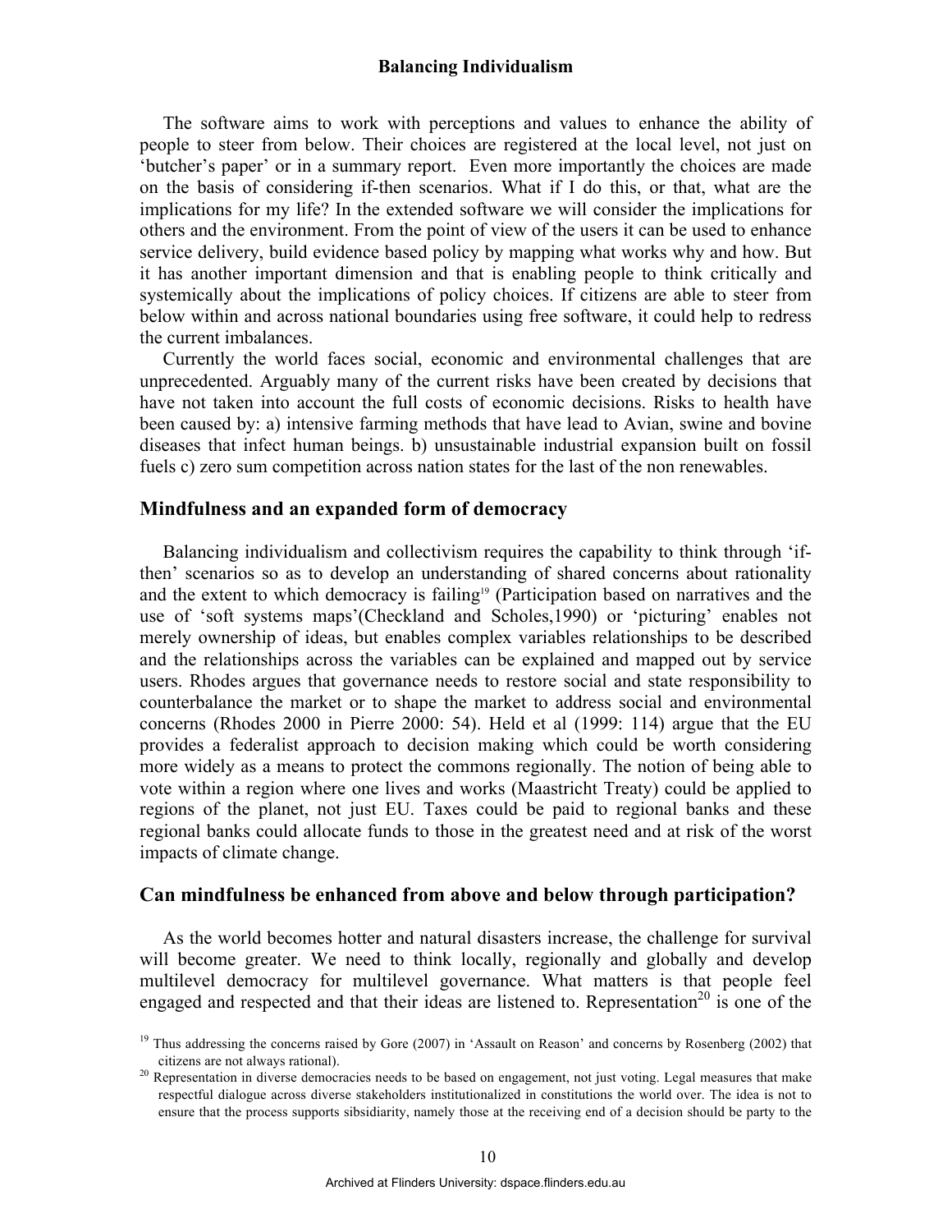The software aims to work with perceptions and values to enhance the ability of people to steer from below. Their choices are registered at the local level, not just on 'butcher's paper' or in a summary report. Even more importantly the choices are made on the basis of considering if-then scenarios. What if I do this, or that, what are the implications for my life? In the extended software we will consider the implications for others and the environment. From the point of view of the users it can be used to enhance service delivery, build evidence based policy by mapping what works why and how. But it has another important dimension and that is enabling people to think critically and systemically about the implications of policy choices. If citizens are able to steer from below within and across national boundaries using free software, it could help to redress the current imbalances.

Currently the world faces social, economic and environmental challenges that are unprecedented. Arguably many of the current risks have been created by decisions that have not taken into account the full costs of economic decisions. Risks to health have been caused by: a) intensive farming methods that have lead to Avian, swine and bovine diseases that infect human beings. b) unsustainable industrial expansion built on fossil fuels c) zero sum competition across nation states for the last of the non renewables.

## Mindfulness and an expanded form of democracy

Balancing individualism and collectivism requires the capability to think through 'if-then' scenarios so as to develop an understanding of shared concerns about rationality and the extent to which democracy is failing[19] (Participation based on narratives and the use of 'soft systems maps'(Checkland and Scholes,1990) or 'picturing' enables not merely ownership of ideas, but enables complex variables relationships to be described and the relationships across the variables can be explained and mapped out by service users. Rhodes argues that governance needs to restore social and state responsibility to counterbalance the market or to shape the market to address social and environmental concerns (Rhodes 2000 in Pierre 2000: 54). Held et al (1999: 114) argue that the EU provides a federalist approach to decision making which could be worth considering more widely as a means to protect the commons regionally. The notion of being able to vote within a region where one lives and works (Maastricht Treaty) could be applied to regions of the planet, not just EU. Taxes could be paid to regional banks and these regional banks could allocate funds to those in the greatest need and at risk of the worst impacts of climate change.

## Can mindfulness be enhanced from above and below through participation?

As the world becomes hotter and natural disasters increase, the challenge for survival will become greater. We need to think locally, regionally and globally and develop multilevel democracy for multilevel governance. What matters is that people feel engaged and respected and that their ideas are listened to. Representation[20] is one of the

[19] Thus addressing the concerns raised by Gore (2007) in 'Assault on Reason' and concerns by Rosenberg (2002) that citizens are not always rational).

[20] Representation in diverse democracies needs to be based on engagement, not just voting. Legal measures that make respectful dialogue across diverse stakeholders institutionalized in constitutions the world over. The idea is not to ensure that the process supports sibsidiarity, namely those at the receiving end of a decision should be party to the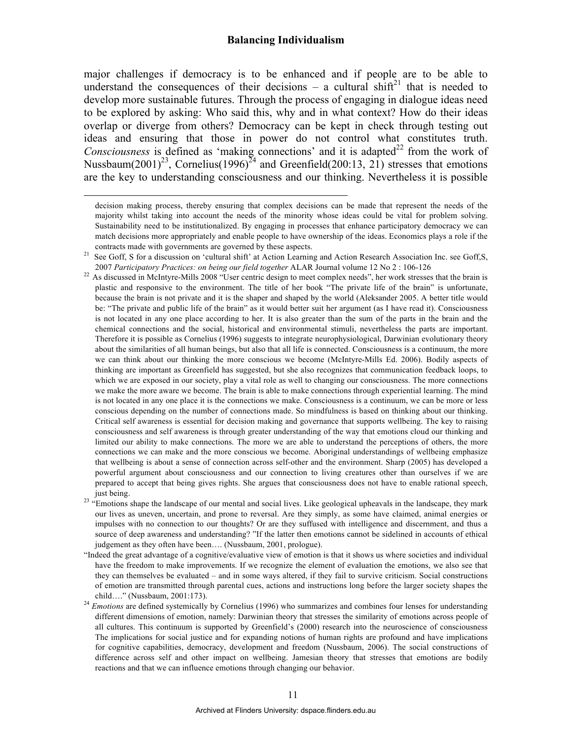major challenges if democracy is to be enhanced and if people are to be able to understand the consequences of their decisions – a cultural shift[21] that is needed to develop more sustainable futures. Through the process of engaging in dialogue ideas need to be explored by asking: Who said this, why and in what context? How do their ideas overlap or diverge from others? Democracy can be kept in check through testing out ideas and ensuring that those in power do not control what constitutes truth. *Consciousness* is defined as 'making connections' and it is adapted[22] from the work of Nussbaum(2001)[23], Cornelius(1996)[24] and Greenfield(200:13, 21) stresses that emotions are the key to understanding consciousness and our thinking. Nevertheless it is possible

---

decision making process, thereby ensuring that complex decisions can be made that represent the needs of the majority whilst taking into account the needs of the minority whose ideas could be vital for problem solving. Sustainability need to be institutionalized. By engaging in processes that enhance participatory democracy we can match decisions more appropriately and enable people to have ownership of the ideas. Economics plays a role if the contracts made with governments are governed by these aspects.

[21] See Goff, S for a discussion on 'cultural shift' at Action Learning and Action Research Association Inc. see Goff,S, 2007 *Participatory Practices: on being our field together* ALAR Journal volume 12 No 2 : 106-126

[22] As discussed in McIntyre-Mills 2008 "User centric design to meet complex needs", her work stresses that the brain is plastic and responsive to the environment. The title of her book "The private life of the brain" is unfortunate, because the brain is not private and it is the shaper and shaped by the world (Aleksander 2005. A better title would be: "The private and public life of the brain" as it would better suit her argument (as I have read it). Consciousness is not located in any one place according to her. It is also greater than the sum of the parts in the brain and the chemical connections and the social, historical and environmental stimuli, nevertheless the parts are important. Therefore it is possible as Cornelius (1996) suggests to integrate neurophysiological, Darwinian evolutionary theory about the similarities of all human beings, but also that all life is connected. Consciousness is a continuum, the more we can think about our thinking the more conscious we become (McIntyre-Mills Ed. 2006). Bodily aspects of thinking are important as Greenfield has suggested, but she also recognizes that communication feedback loops, to which we are exposed in our society, play a vital role as well to changing our consciousness. The more connections we make the more aware we become. The brain is able to make connections through experiential learning. The mind is not located in any one place it is the connections we make. Consciousness is a continuum, we can be more or less conscious depending on the number of connections made. So mindfulness is based on thinking about our thinking. Critical self awareness is essential for decision making and governance that supports wellbeing. The key to raising consciousness and self awareness is through greater understanding of the way that emotions cloud our thinking and limited our ability to make connections. The more we are able to understand the perceptions of others, the more connections we can make and the more conscious we become. Aboriginal understandings of wellbeing emphasize that wellbeing is about a sense of connection across self-other and the environment. Sharp (2005) has developed a powerful argument about consciousness and our connection to living creatures other than ourselves if we are prepared to accept that being gives rights. She argues that consciousness does not have to enable rational speech, just being.

[23] "Emotions shape the landscape of our mental and social lives. Like geological upheavals in the landscape, they mark our lives as uneven, uncertain, and prone to reversal. Are they simply, as some have claimed, animal energies or impulses with no connection to our thoughts? Or are they suffused with intelligence and discernment, and thus a source of deep awareness and understanding? "If the latter then emotions cannot be sidelined in accounts of ethical judgement as they often have been…. (Nussbaum, 2001, prologue).

"Indeed the great advantage of a cognitive/evaluative view of emotion is that it shows us where societies and individual have the freedom to make improvements. If we recognize the element of evaluation the emotions, we also see that they can themselves be evaluated – and in some ways altered, if they fail to survive criticism. Social constructions of emotion are transmitted through parental cues, actions and instructions long before the larger society shapes the child…." (Nussbaum, 2001:173).

[24] *Emotions* are defined systemically by Cornelius (1996) who summarizes and combines four lenses for understanding different dimensions of emotion, namely: Darwinian theory that stresses the similarity of emotions across people of all cultures. This continuum is supported by Greenfield's (2000) research into the neuroscience of consciousness The implications for social justice and for expanding notions of human rights are profound and have implications for cognitive capabilities, democracy, development and freedom (Nussbaum, 2006). The social constructions of difference across self and other impact on wellbeing. Jamesian theory that stresses that emotions are bodily reactions and that we can influence emotions through changing our behavior.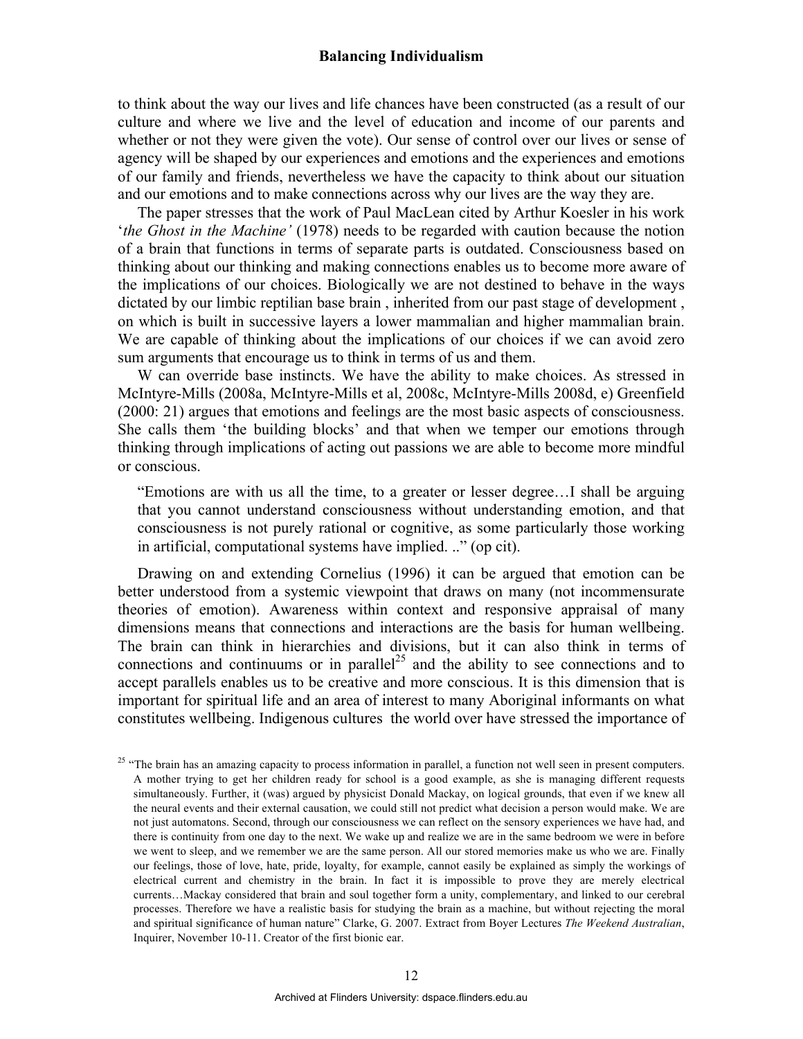to think about the way our lives and life chances have been constructed (as a result of our culture and where we live and the level of education and income of our parents and whether or not they were given the vote). Our sense of control over our lives or sense of agency will be shaped by our experiences and emotions and the experiences and emotions of our family and friends, nevertheless we have the capacity to think about our situation and our emotions and to make connections across why our lives are the way they are.

The paper stresses that the work of Paul MacLean cited by Arthur Koesler in his work '*the Ghost in the Machine'* (1978) needs to be regarded with caution because the notion of a brain that functions in terms of separate parts is outdated. Consciousness based on thinking about our thinking and making connections enables us to become more aware of the implications of our choices. Biologically we are not destined to behave in the ways dictated by our limbic reptilian base brain , inherited from our past stage of development , on which is built in successive layers a lower mammalian and higher mammalian brain. We are capable of thinking about the implications of our choices if we can avoid zero sum arguments that encourage us to think in terms of us and them.

W can override base instincts. We have the ability to make choices. As stressed in McIntyre-Mills (2008a, McIntyre-Mills et al, 2008c, McIntyre-Mills 2008d, e) Greenfield (2000: 21) argues that emotions and feelings are the most basic aspects of consciousness. She calls them 'the building blocks' and that when we temper our emotions through thinking through implications of acting out passions we are able to become more mindful or conscious.

> "Emotions are with us all the time, to a greater or lesser degree…I shall be arguing that you cannot understand consciousness without understanding emotion, and that consciousness is not purely rational or cognitive, as some particularly those working in artificial, computational systems have implied. .." (op cit).

Drawing on and extending Cornelius (1996) it can be argued that emotion can be better understood from a systemic viewpoint that draws on many (not incommensurate theories of emotion). Awareness within context and responsive appraisal of many dimensions means that connections and interactions are the basis for human wellbeing. The brain can think in hierarchies and divisions, but it can also think in terms of connections and continuums or in parallel[25] and the ability to see connections and to accept parallels enables us to be creative and more conscious. It is this dimension that is important for spiritual life and an area of interest to many Aboriginal informants on what constitutes wellbeing. Indigenous cultures the world over have stressed the importance of

[25] "The brain has an amazing capacity to process information in parallel, a function not well seen in present computers. A mother trying to get her children ready for school is a good example, as she is managing different requests simultaneously. Further, it (was) argued by physicist Donald Mackay, on logical grounds, that even if we knew all the neural events and their external causation, we could still not predict what decision a person would make. We are not just automatons. Second, through our consciousness we can reflect on the sensory experiences we have had, and there is continuity from one day to the next. We wake up and realize we are in the same bedroom we were in before we went to sleep, and we remember we are the same person. All our stored memories make us who we are. Finally our feelings, those of love, hate, pride, loyalty, for example, cannot easily be explained as simply the workings of electrical current and chemistry in the brain. In fact it is impossible to prove they are merely electrical currents…Mackay considered that brain and soul together form a unity, complementary, and linked to our cerebral processes. Therefore we have a realistic basis for studying the brain as a machine, but without rejecting the moral and spiritual significance of human nature" Clarke, G. 2007. Extract from Boyer Lectures *The Weekend Australian*, Inquirer, November 10-11. Creator of the first bionic ear.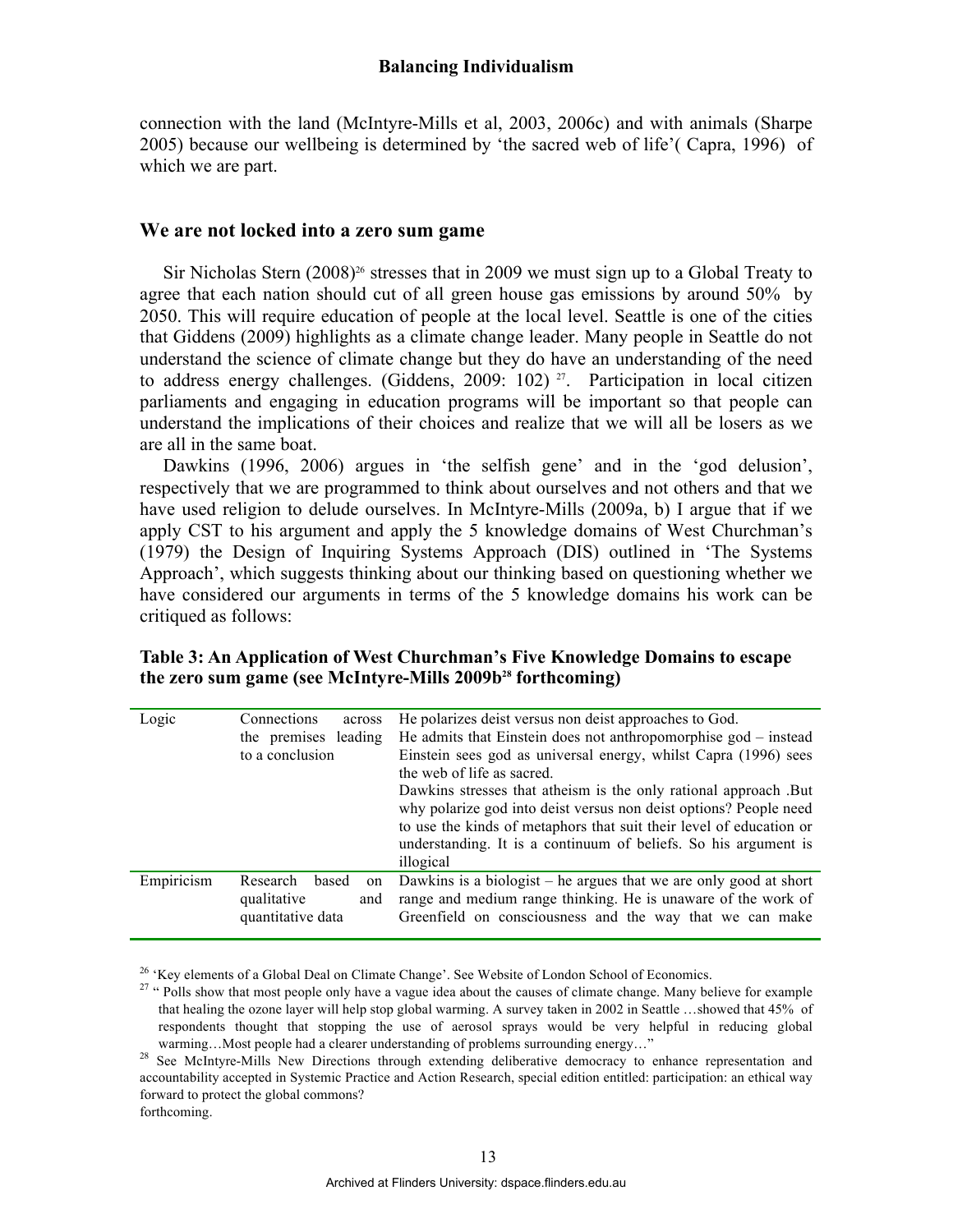connection with the land (McIntyre-Mills et al, 2003, 2006c) and with animals (Sharpe 2005) because our wellbeing is determined by 'the sacred web of life'( Capra, 1996) of which we are part.

## We are not locked into a zero sum game

Sir Nicholas Stern (2008)[26] stresses that in 2009 we must sign up to a Global Treaty to agree that each nation should cut of all green house gas emissions by around 50% by 2050. This will require education of people at the local level. Seattle is one of the cities that Giddens (2009) highlights as a climate change leader. Many people in Seattle do not understand the science of climate change but they do have an understanding of the need to address energy challenges. (Giddens, 2009: 102) [27]. Participation in local citizen parliaments and engaging in education programs will be important so that people can understand the implications of their choices and realize that we will all be losers as we are all in the same boat.

Dawkins (1996, 2006) argues in 'the selfish gene' and in the 'god delusion', respectively that we are programmed to think about ourselves and not others and that we have used religion to delude ourselves. In McIntyre-Mills (2009a, b) I argue that if we apply CST to his argument and apply the 5 knowledge domains of West Churchman's (1979) the Design of Inquiring Systems Approach (DIS) outlined in 'The Systems Approach', which suggests thinking about our thinking based on questioning whether we have considered our arguments in terms of the 5 knowledge domains his work can be critiqued as follows:

**Table 3: An Application of West Churchman's Five Knowledge Domains to escape the zero sum game (see McIntyre-Mills 2009b[28] forthcoming)**

| | | |
|---|---|---|
| Logic | Connections across the premises leading to a conclusion | He polarizes deist versus non deist approaches to God. He admits that Einstein does not anthropomorphise god – instead Einstein sees god as universal energy, whilst Capra (1996) sees the web of life as sacred. Dawkins stresses that atheism is the only rational approach .But why polarize god into deist versus non deist options? People need to use the kinds of metaphors that suit their level of education or understanding. It is a continuum of beliefs. So his argument is illogical |
| Empiricism | Research based on qualitative and quantitative data | Dawkins is a biologist – he argues that we are only good at short range and medium range thinking. He is unaware of the work of Greenfield on consciousness and the way that we can make |

[26] 'Key elements of a Global Deal on Climate Change'. See Website of London School of Economics.

[27] " Polls show that most people only have a vague idea about the causes of climate change. Many believe for example that healing the ozone layer will help stop global warming. A survey taken in 2002 in Seattle …showed that 45% of respondents thought that stopping the use of aerosol sprays would be very helpful in reducing global warming…Most people had a clearer understanding of problems surrounding energy…"

[28] See McIntyre-Mills New Directions through extending deliberative democracy to enhance representation and accountability accepted in Systemic Practice and Action Research, special edition entitled: participation: an ethical way forward to protect the global commons? forthcoming.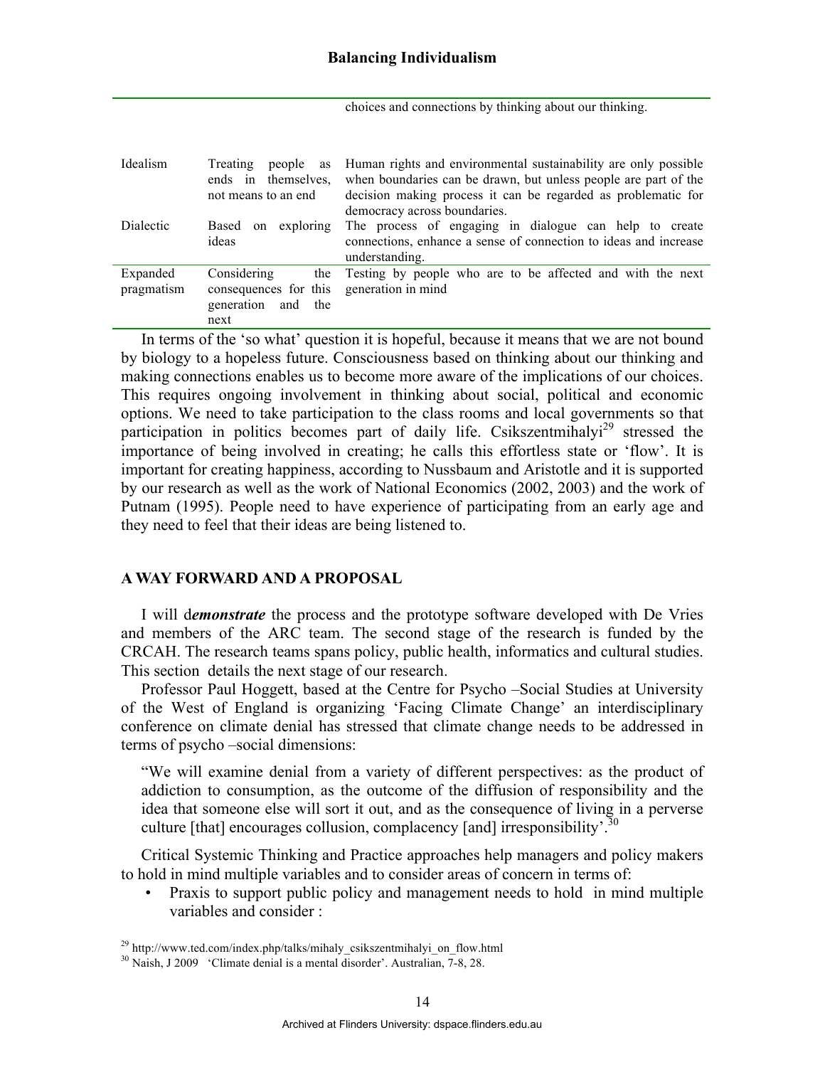| | | choices and connections by thinking about our thinking. |
|---|---|---|
| Idealism | Treating people as ends in themselves, not means to an end | Human rights and environmental sustainability are only possible when boundaries can be drawn, but unless people are part of the decision making process it can be regarded as problematic for democracy across boundaries. |
| Dialectic | Based on exploring ideas | The process of engaging in dialogue can help to create connections, enhance a sense of connection to ideas and increase understanding. |
| Expanded pragmatism | Considering the consequences for this generation and the next | Testing by people who are to be affected and with the next generation in mind |

In terms of the 'so what' question it is hopeful, because it means that we are not bound by biology to a hopeless future. Consciousness based on thinking about our thinking and making connections enables us to become more aware of the implications of our choices. This requires ongoing involvement in thinking about social, political and economic options. We need to take participation to the class rooms and local governments so that participation in politics becomes part of daily life. Csikszentmihalyi[29] stressed the importance of being involved in creating; he calls this effortless state or 'flow'. It is important for creating happiness, according to Nussbaum and Aristotle and it is supported by our research as well as the work of National Economics (2002, 2003) and the work of Putnam (1995). People need to have experience of participating from an early age and they need to feel that their ideas are being listened to.

## A WAY FORWARD AND A PROPOSAL

I will d***emonstrate*** the process and the prototype software developed with De Vries and members of the ARC team. The second stage of the research is funded by the CRCAH. The research teams spans policy, public health, informatics and cultural studies. This section details the next stage of our research.

Professor Paul Hoggett, based at the Centre for Psycho –Social Studies at University of the West of England is organizing 'Facing Climate Change' an interdisciplinary conference on climate denial has stressed that climate change needs to be addressed in terms of psycho –social dimensions:

> "We will examine denial from a variety of different perspectives: as the product of addiction to consumption, as the outcome of the diffusion of responsibility and the idea that someone else will sort it out, and as the consequence of living in a perverse culture [that] encourages collusion, complacency [and] irresponsibility'.[30]

Critical Systemic Thinking and Practice approaches help managers and policy makers to hold in mind multiple variables and to consider areas of concern in terms of:

- Praxis to support public policy and management needs to hold in mind multiple variables and consider :

[29] http://www.ted.com/index.php/talks/mihaly_csikszentmihalyi_on_flow.html

[30] Naish, J 2009 'Climate denial is a mental disorder'. Australian, 7-8, 28.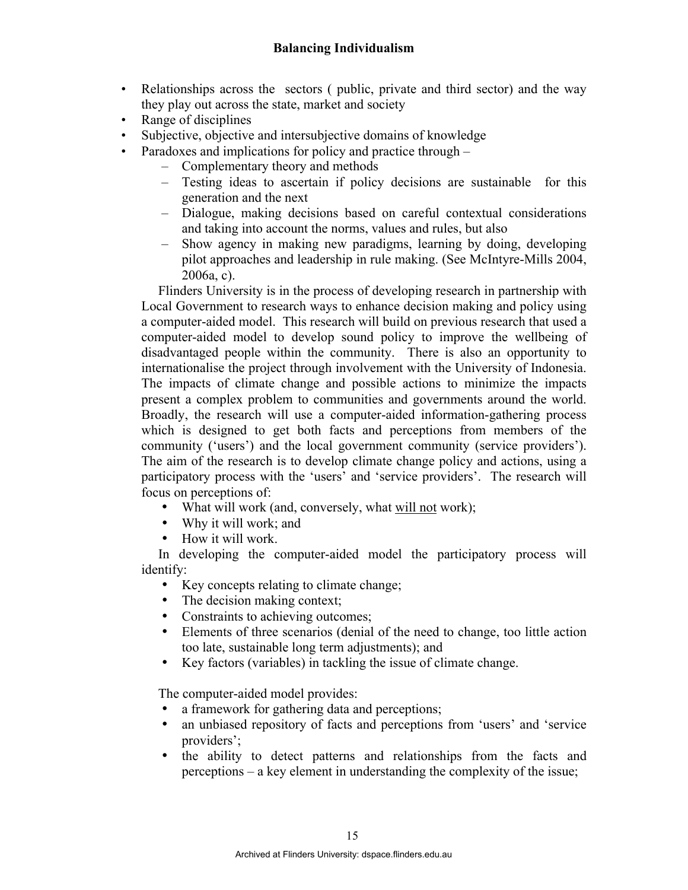- Relationships across the sectors ( public, private and third sector) and the way they play out across the state, market and society
- Range of disciplines
- Subjective, objective and intersubjective domains of knowledge
- Paradoxes and implications for policy and practice through –
  - Complementary theory and methods
  - Testing ideas to ascertain if policy decisions are sustainable for this generation and the next
  - Dialogue, making decisions based on careful contextual considerations and taking into account the norms, values and rules, but also
  - Show agency in making new paradigms, learning by doing, developing pilot approaches and leadership in rule making. (See McIntyre-Mills 2004, 2006a, c).

Flinders University is in the process of developing research in partnership with Local Government to research ways to enhance decision making and policy using a computer-aided model. This research will build on previous research that used a computer-aided model to develop sound policy to improve the wellbeing of disadvantaged people within the community. There is also an opportunity to internationalise the project through involvement with the University of Indonesia. The impacts of climate change and possible actions to minimize the impacts present a complex problem to communities and governments around the world. Broadly, the research will use a computer-aided information-gathering process which is designed to get both facts and perceptions from members of the community ('users') and the local government community (service providers'). The aim of the research is to develop climate change policy and actions, using a participatory process with the 'users' and 'service providers'. The research will focus on perceptions of:

- What will work (and, conversely, what <u>will not</u> work);
- Why it will work; and
- How it will work.

In developing the computer-aided model the participatory process will identify:

- Key concepts relating to climate change;
- The decision making context;
- Constraints to achieving outcomes;
- Elements of three scenarios (denial of the need to change, too little action too late, sustainable long term adjustments); and
- Key factors (variables) in tackling the issue of climate change.

The computer-aided model provides:

- a framework for gathering data and perceptions;
- an unbiased repository of facts and perceptions from 'users' and 'service providers';
- the ability to detect patterns and relationships from the facts and perceptions – a key element in understanding the complexity of the issue;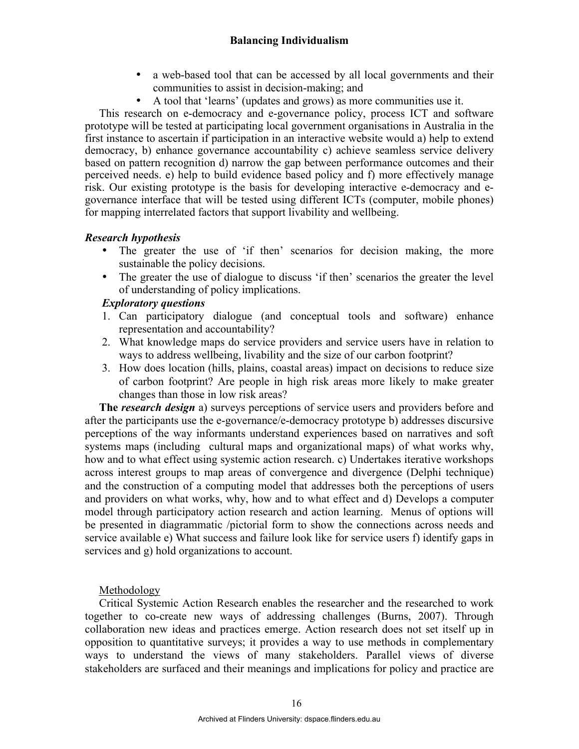- a web-based tool that can be accessed by all local governments and their communities to assist in decision-making; and
- A tool that 'learns' (updates and grows) as more communities use it.

This research on e-democracy and e-governance policy, process ICT and software prototype will be tested at participating local government organisations in Australia in the first instance to ascertain if participation in an interactive website would a) help to extend democracy, b) enhance governance accountability c) achieve seamless service delivery based on pattern recognition d) narrow the gap between performance outcomes and their perceived needs. e) help to build evidence based policy and f) more effectively manage risk. Our existing prototype is the basis for developing interactive e-democracy and e-governance interface that will be tested using different ICTs (computer, mobile phones) for mapping interrelated factors that support livability and wellbeing.

***Research hypothesis***

- The greater the use of 'if then' scenarios for decision making, the more sustainable the policy decisions.
- The greater the use of dialogue to discuss 'if then' scenarios the greater the level of understanding of policy implications.

***Exploratory questions***

1. Can participatory dialogue (and conceptual tools and software) enhance representation and accountability?
2. What knowledge maps do service providers and service users have in relation to ways to address wellbeing, livability and the size of our carbon footprint?
3. How does location (hills, plains, coastal areas) impact on decisions to reduce size of carbon footprint? Are people in high risk areas more likely to make greater changes than those in low risk areas?

**The *research design*** a) surveys perceptions of service users and providers before and after the participants use the e-governance/e-democracy prototype b) addresses discursive perceptions of the way informants understand experiences based on narratives and soft systems maps (including cultural maps and organizational maps) of what works why, how and to what effect using systemic action research. c) Undertakes iterative workshops across interest groups to map areas of convergence and divergence (Delphi technique) and the construction of a computing model that addresses both the perceptions of users and providers on what works, why, how and to what effect and d) Develops a computer model through participatory action research and action learning. Menus of options will be presented in diagrammatic /pictorial form to show the connections across needs and service available e) What success and failure look like for service users f) identify gaps in services and g) hold organizations to account.

<u>Methodology</u>

Critical Systemic Action Research enables the researcher and the researched to work together to co-create new ways of addressing challenges (Burns, 2007). Through collaboration new ideas and practices emerge. Action research does not set itself up in opposition to quantitative surveys; it provides a way to use methods in complementary ways to understand the views of many stakeholders. Parallel views of diverse stakeholders are surfaced and their meanings and implications for policy and practice are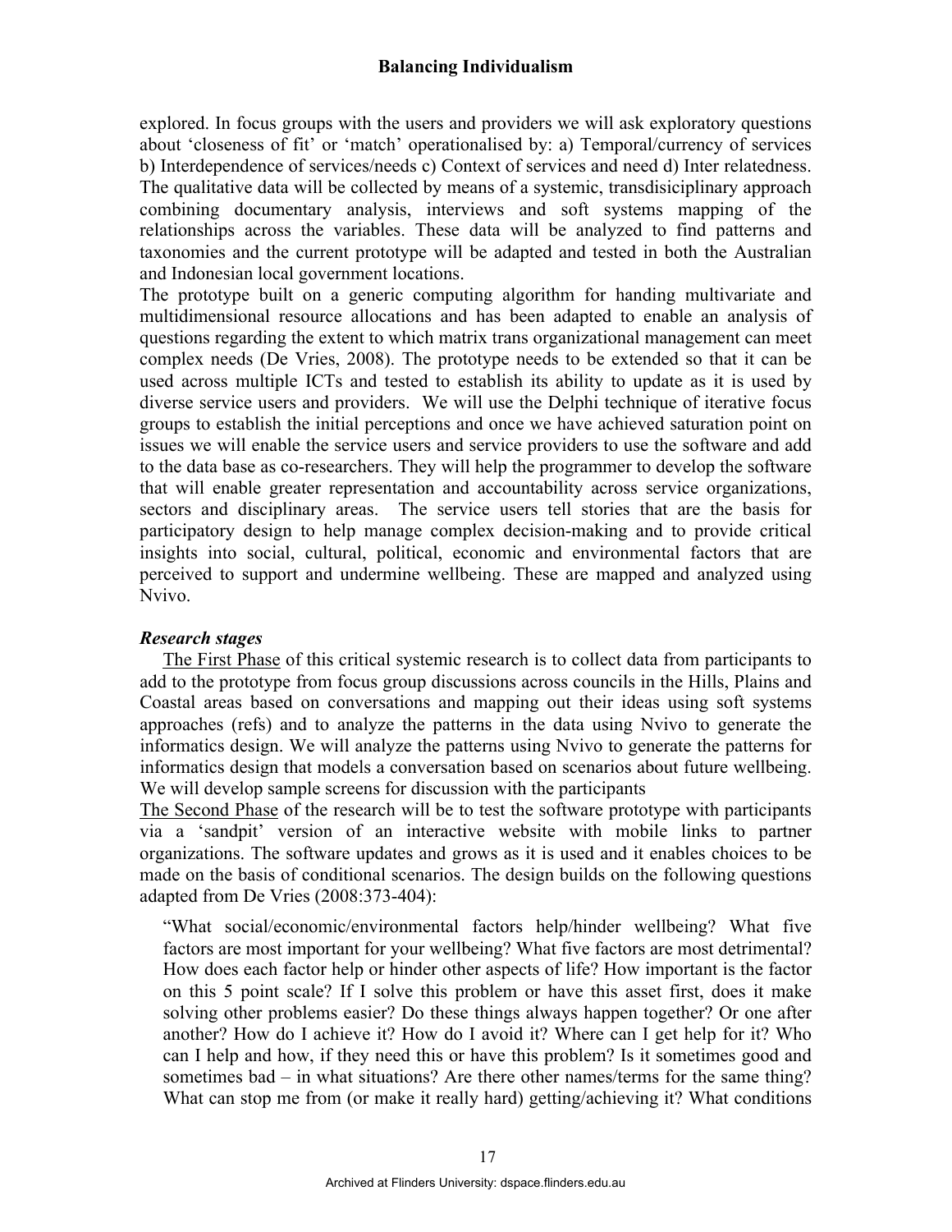explored. In focus groups with the users and providers we will ask exploratory questions about 'closeness of fit' or 'match' operationalised by: a) Temporal/currency of services b) Interdependence of services/needs c) Context of services and need d) Inter relatedness. The qualitative data will be collected by means of a systemic, transdisiciplinary approach combining documentary analysis, interviews and soft systems mapping of the relationships across the variables. These data will be analyzed to find patterns and taxonomies and the current prototype will be adapted and tested in both the Australian and Indonesian local government locations.

The prototype built on a generic computing algorithm for handing multivariate and multidimensional resource allocations and has been adapted to enable an analysis of questions regarding the extent to which matrix trans organizational management can meet complex needs (De Vries, 2008). The prototype needs to be extended so that it can be used across multiple ICTs and tested to establish its ability to update as it is used by diverse service users and providers. We will use the Delphi technique of iterative focus groups to establish the initial perceptions and once we have achieved saturation point on issues we will enable the service users and service providers to use the software and add to the data base as co-researchers. They will help the programmer to develop the software that will enable greater representation and accountability across service organizations, sectors and disciplinary areas. The service users tell stories that are the basis for participatory design to help manage complex decision-making and to provide critical insights into social, cultural, political, economic and environmental factors that are perceived to support and undermine wellbeing. These are mapped and analyzed using Nvivo.

### *Research stages*

The First Phase of this critical systemic research is to collect data from participants to add to the prototype from focus group discussions across councils in the Hills, Plains and Coastal areas based on conversations and mapping out their ideas using soft systems approaches (refs) and to analyze the patterns in the data using Nvivo to generate the informatics design. We will analyze the patterns using Nvivo to generate the patterns for informatics design that models a conversation based on scenarios about future wellbeing. We will develop sample screens for discussion with the participants

The Second Phase of the research will be to test the software prototype with participants via a 'sandpit' version of an interactive website with mobile links to partner organizations. The software updates and grows as it is used and it enables choices to be made on the basis of conditional scenarios. The design builds on the following questions adapted from De Vries (2008:373-404):

> "What social/economic/environmental factors help/hinder wellbeing? What five factors are most important for your wellbeing? What five factors are most detrimental? How does each factor help or hinder other aspects of life? How important is the factor on this 5 point scale? If I solve this problem or have this asset first, does it make solving other problems easier? Do these things always happen together? Or one after another? How do I achieve it? How do I avoid it? Where can I get help for it? Who can I help and how, if they need this or have this problem? Is it sometimes good and sometimes bad – in what situations? Are there other names/terms for the same thing? What can stop me from (or make it really hard) getting/achieving it? What conditions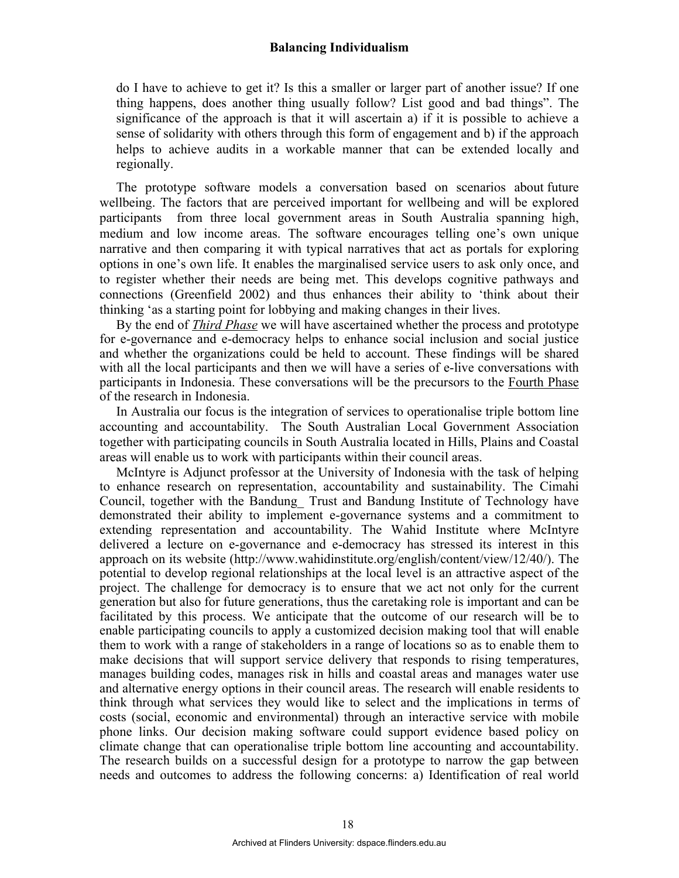do I have to achieve to get it? Is this a smaller or larger part of another issue? If one thing happens, does another thing usually follow? List good and bad things". The significance of the approach is that it will ascertain a) if it is possible to achieve a sense of solidarity with others through this form of engagement and b) if the approach helps to achieve audits in a workable manner that can be extended locally and regionally.

The prototype software models a conversation based on scenarios about future wellbeing. The factors that are perceived important for wellbeing and will be explored participants from three local government areas in South Australia spanning high, medium and low income areas. The software encourages telling one's own unique narrative and then comparing it with typical narratives that act as portals for exploring options in one's own life. It enables the marginalised service users to ask only once, and to register whether their needs are being met. This develops cognitive pathways and connections (Greenfield 2002) and thus enhances their ability to 'think about their thinking 'as a starting point for lobbying and making changes in their lives.

By the end of ***Third Phase*** we will have ascertained whether the process and prototype for e-governance and e-democracy helps to enhance social inclusion and social justice and whether the organizations could be held to account. These findings will be shared with all the local participants and then we will have a series of e-live conversations with participants in Indonesia. These conversations will be the precursors to the Fourth Phase of the research in Indonesia.

In Australia our focus is the integration of services to operationalise triple bottom line accounting and accountability. The South Australian Local Government Association together with participating councils in South Australia located in Hills, Plains and Coastal areas will enable us to work with participants within their council areas.

McIntyre is Adjunct professor at the University of Indonesia with the task of helping to enhance research on representation, accountability and sustainability. The Cimahi Council, together with the Bandung_ Trust and Bandung Institute of Technology have demonstrated their ability to implement e-governance systems and a commitment to extending representation and accountability. The Wahid Institute where McIntyre delivered a lecture on e-governance and e-democracy has stressed its interest in this approach on its website (http://www.wahidinstitute.org/english/content/view/12/40/). The potential to develop regional relationships at the local level is an attractive aspect of the project. The challenge for democracy is to ensure that we act not only for the current generation but also for future generations, thus the caretaking role is important and can be facilitated by this process. We anticipate that the outcome of our research will be to enable participating councils to apply a customized decision making tool that will enable them to work with a range of stakeholders in a range of locations so as to enable them to make decisions that will support service delivery that responds to rising temperatures, manages building codes, manages risk in hills and coastal areas and manages water use and alternative energy options in their council areas. The research will enable residents to think through what services they would like to select and the implications in terms of costs (social, economic and environmental) through an interactive service with mobile phone links. Our decision making software could support evidence based policy on climate change that can operationalise triple bottom line accounting and accountability. The research builds on a successful design for a prototype to narrow the gap between needs and outcomes to address the following concerns: a) Identification of real world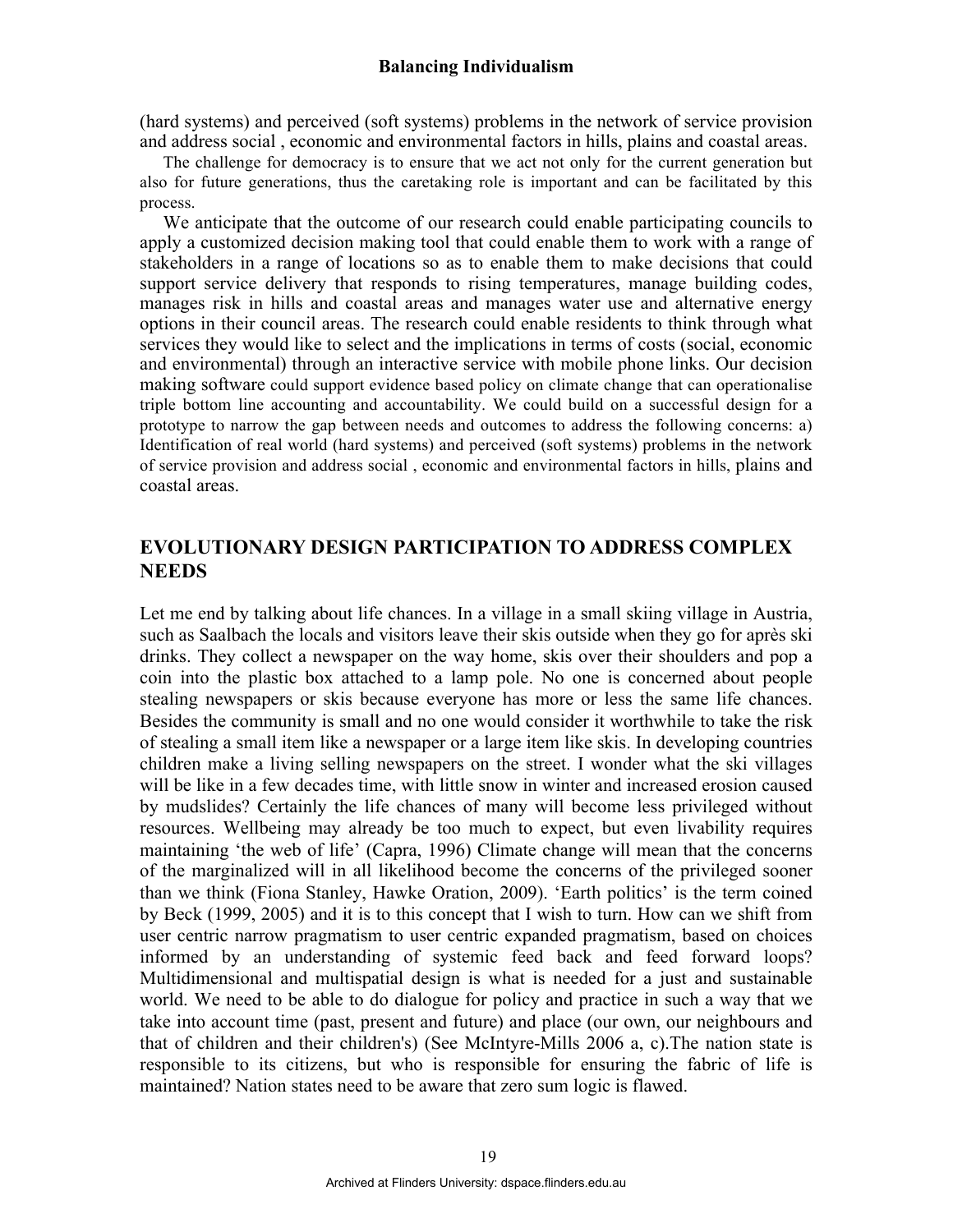(hard systems) and perceived (soft systems) problems in the network of service provision and address social , economic and environmental factors in hills, plains and coastal areas.

The challenge for democracy is to ensure that we act not only for the current generation but also for future generations, thus the caretaking role is important and can be facilitated by this process.

We anticipate that the outcome of our research could enable participating councils to apply a customized decision making tool that could enable them to work with a range of stakeholders in a range of locations so as to enable them to make decisions that could support service delivery that responds to rising temperatures, manage building codes, manages risk in hills and coastal areas and manages water use and alternative energy options in their council areas. The research could enable residents to think through what services they would like to select and the implications in terms of costs (social, economic and environmental) through an interactive service with mobile phone links. Our decision making software could support evidence based policy on climate change that can operationalise triple bottom line accounting and accountability. We could build on a successful design for a prototype to narrow the gap between needs and outcomes to address the following concerns: a) Identification of real world (hard systems) and perceived (soft systems) problems in the network of service provision and address social , economic and environmental factors in hills, plains and coastal areas.

## EVOLUTIONARY DESIGN PARTICIPATION TO ADDRESS COMPLEX NEEDS

Let me end by talking about life chances. In a village in a small skiing village in Austria, such as Saalbach the locals and visitors leave their skis outside when they go for après ski drinks. They collect a newspaper on the way home, skis over their shoulders and pop a coin into the plastic box attached to a lamp pole. No one is concerned about people stealing newspapers or skis because everyone has more or less the same life chances. Besides the community is small and no one would consider it worthwhile to take the risk of stealing a small item like a newspaper or a large item like skis. In developing countries children make a living selling newspapers on the street. I wonder what the ski villages will be like in a few decades time, with little snow in winter and increased erosion caused by mudslides? Certainly the life chances of many will become less privileged without resources. Wellbeing may already be too much to expect, but even livability requires maintaining 'the web of life' (Capra, 1996) Climate change will mean that the concerns of the marginalized will in all likelihood become the concerns of the privileged sooner than we think (Fiona Stanley, Hawke Oration, 2009). 'Earth politics' is the term coined by Beck (1999, 2005) and it is to this concept that I wish to turn. How can we shift from user centric narrow pragmatism to user centric expanded pragmatism, based on choices informed by an understanding of systemic feed back and feed forward loops? Multidimensional and multispatial design is what is needed for a just and sustainable world. We need to be able to do dialogue for policy and practice in such a way that we take into account time (past, present and future) and place (our own, our neighbours and that of children and their children's) (See McIntyre-Mills 2006 a, c).The nation state is responsible to its citizens, but who is responsible for ensuring the fabric of life is maintained? Nation states need to be aware that zero sum logic is flawed.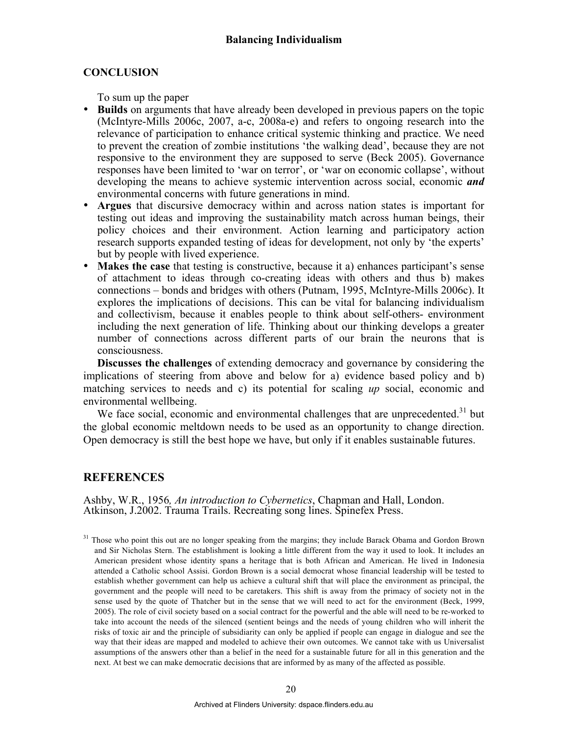## CONCLUSION

To sum up the paper

- **Builds** on arguments that have already been developed in previous papers on the topic (McIntyre-Mills 2006c, 2007, a-c, 2008a-e) and refers to ongoing research into the relevance of participation to enhance critical systemic thinking and practice. We need to prevent the creation of zombie institutions 'the walking dead', because they are not responsive to the environment they are supposed to serve (Beck 2005). Governance responses have been limited to 'war on terror', or 'war on economic collapse', without developing the means to achieve systemic intervention across social, economic ***and*** environmental concerns with future generations in mind.
- **Argues** that discursive democracy within and across nation states is important for testing out ideas and improving the sustainability match across human beings, their policy choices and their environment. Action learning and participatory action research supports expanded testing of ideas for development, not only by 'the experts' but by people with lived experience.
- **Makes the case** that testing is constructive, because it a) enhances participant's sense of attachment to ideas through co-creating ideas with others and thus b) makes connections – bonds and bridges with others (Putnam, 1995, McIntyre-Mills 2006c). It explores the implications of decisions. This can be vital for balancing individualism and collectivism, because it enables people to think about self-others- environment including the next generation of life. Thinking about our thinking develops a greater number of connections across different parts of our brain the neurons that is consciousness.

**Discusses the challenges** of extending democracy and governance by considering the implications of steering from above and below for a) evidence based policy and b) matching services to needs and c) its potential for scaling *up* social, economic and environmental wellbeing.

We face social, economic and environmental challenges that are unprecedented.[31] but the global economic meltdown needs to be used as an opportunity to change direction. Open democracy is still the best hope we have, but only if it enables sustainable futures.

## REFERENCES

Ashby, W.R., 1956*, An introduction to Cybernetics*, Chapman and Hall, London.
Atkinson, J.2002. Trauma Trails. Recreating song lines. Spinefex Press.

[31] Those who point this out are no longer speaking from the margins; they include Barack Obama and Gordon Brown and Sir Nicholas Stern. The establishment is looking a little different from the way it used to look. It includes an American president whose identity spans a heritage that is both African and American. He lived in Indonesia attended a Catholic school Assisi. Gordon Brown is a social democrat whose financial leadership will be tested to establish whether government can help us achieve a cultural shift that will place the environment as principal, the government and the people will need to be caretakers. This shift is away from the primacy of society not in the sense used by the quote of Thatcher but in the sense that we will need to act for the environment (Beck, 1999, 2005). The role of civil society based on a social contract for the powerful and the able will need to be re-worked to take into account the needs of the silenced (sentient beings and the needs of young children who will inherit the risks of toxic air and the principle of subsidiarity can only be applied if people can engage in dialogue and see the way that their ideas are mapped and modeled to achieve their own outcomes. We cannot take with us Universalist assumptions of the answers other than a belief in the need for a sustainable future for all in this generation and the next. At best we can make democratic decisions that are informed by as many of the affected as possible.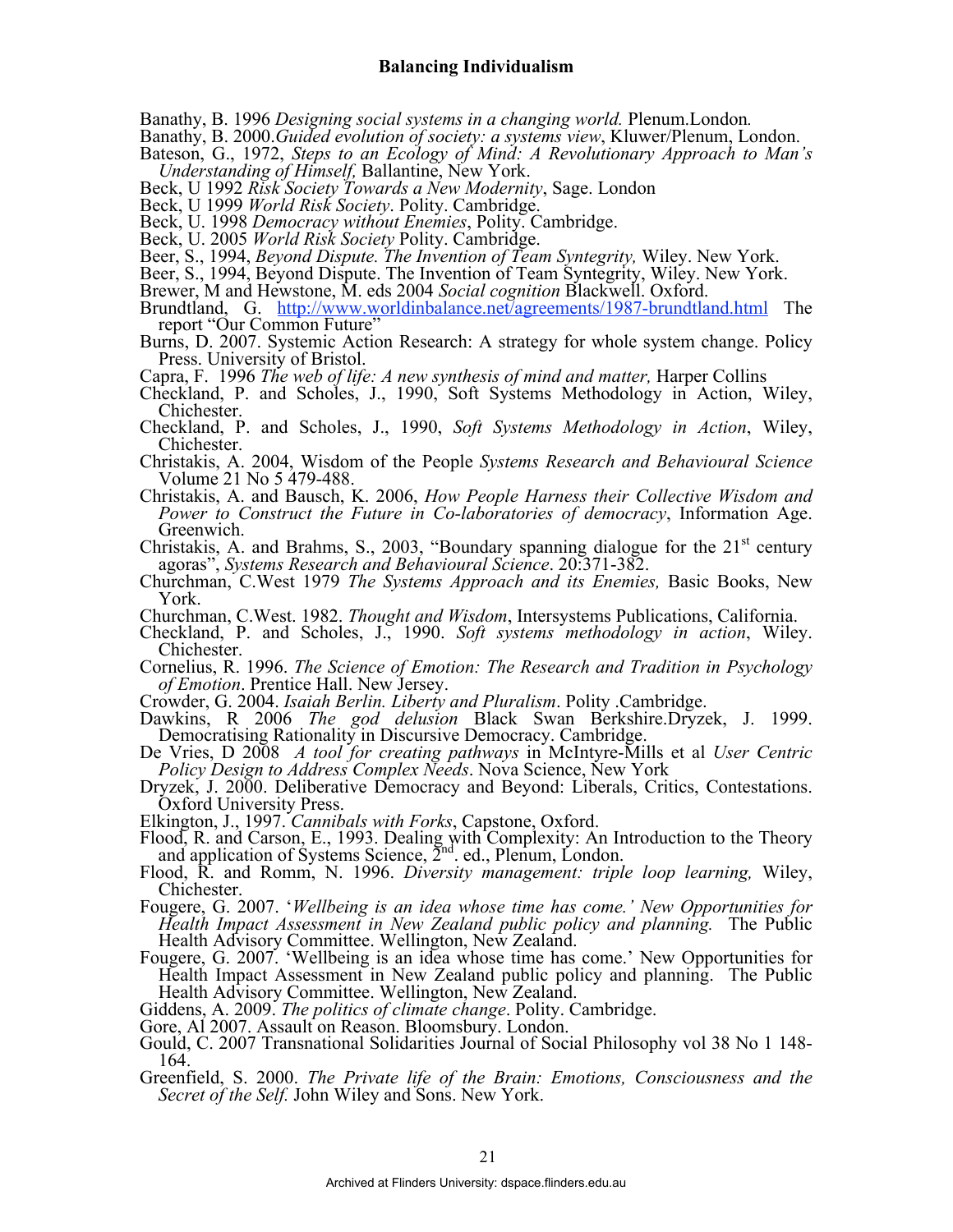Banathy, B. 1996 *Designing social systems in a changing world.* Plenum.London*.*

Banathy, B. 2000.*Guided evolution of society: a systems view*, Kluwer/Plenum, London.

Bateson, G., 1972, *Steps to an Ecology of Mind: A Revolutionary Approach to Man's Understanding of Himself,* Ballantine, New York.

Beck, U 1992 *Risk Society Towards a New Modernity*, Sage. London

Beck, U 1999 *World Risk Society*. Polity. Cambridge.

Beck, U. 1998 *Democracy without Enemies*, Polity. Cambridge.

Beck, U. 2005 *World Risk Society* Polity. Cambridge.

Beer, S., 1994, *Beyond Dispute. The Invention of Team Syntegrity,* Wiley. New York.

Beer, S., 1994, Beyond Dispute. The Invention of Team Syntegrity, Wiley. New York.

Brewer, M and Hewstone, M. eds 2004 *Social cognition* Blackwell. Oxford.

Brundtland, G. http://www.worldinbalance.net/agreements/1987-brundtland.html The report "Our Common Future"

Burns, D. 2007. Systemic Action Research: A strategy for whole system change. Policy Press. University of Bristol.

Capra, F. 1996 *The web of life: A new synthesis of mind and matter,* Harper Collins

Checkland, P. and Scholes, J., 1990, Soft Systems Methodology in Action, Wiley, Chichester.

Checkland, P. and Scholes, J., 1990, *Soft Systems Methodology in Action*, Wiley, Chichester.

Christakis, A. 2004, Wisdom of the People *Systems Research and Behavioural Science* Volume 21 No 5 479-488.

Christakis, A. and Bausch, K. 2006, *How People Harness their Collective Wisdom and Power to Construct the Future in Co-laboratories of democracy*, Information Age. Greenwich.

Christakis, A. and Brahms, S., 2003, "Boundary spanning dialogue for the 21st century agoras", *Systems Research and Behavioural Science*. 20:371-382.

Churchman, C.West 1979 *The Systems Approach and its Enemies,* Basic Books, New York.

Churchman, C.West. 1982. *Thought and Wisdom*, Intersystems Publications, California.

Checkland, P. and Scholes, J., 1990. *Soft systems methodology in action*, Wiley. Chichester.

Cornelius, R. 1996. *The Science of Emotion: The Research and Tradition in Psychology of Emotion*. Prentice Hall. New Jersey.

Crowder, G. 2004. *Isaiah Berlin. Liberty and Pluralism*. Polity .Cambridge.

Dawkins, R 2006 *The god delusion* Black Swan Berkshire.Dryzek, J. 1999. Democratising Rationality in Discursive Democracy. Cambridge.

De Vries, D 2008 *A tool for creating pathways* in McIntyre-Mills et al *User Centric Policy Design to Address Complex Needs*. Nova Science, New York

Dryzek, J. 2000. Deliberative Democracy and Beyond: Liberals, Critics, Contestations. Oxford University Press.

Elkington, J., 1997. *Cannibals with Forks*, Capstone, Oxford.

Flood, R. and Carson, E., 1993. Dealing with Complexity: An Introduction to the Theory and application of Systems Science, 2nd. ed., Plenum, London.

Flood, R. and Romm, N. 1996. *Diversity management: triple loop learning,* Wiley, Chichester.

Fougere, G. 2007. '*Wellbeing is an idea whose time has come.' New Opportunities for Health Impact Assessment in New Zealand public policy and planning.* The Public Health Advisory Committee. Wellington, New Zealand.

Fougere, G. 2007. 'Wellbeing is an idea whose time has come.' New Opportunities for Health Impact Assessment in New Zealand public policy and planning. The Public Health Advisory Committee. Wellington, New Zealand.

Giddens, A. 2009. *The politics of climate change*. Polity. Cambridge.

Gore, Al 2007. Assault on Reason. Bloomsbury. London.

Gould, C. 2007 Transnational Solidarities Journal of Social Philosophy vol 38 No 1 148-164.

Greenfield, S. 2000. *The Private life of the Brain: Emotions, Consciousness and the Secret of the Self.* John Wiley and Sons. New York.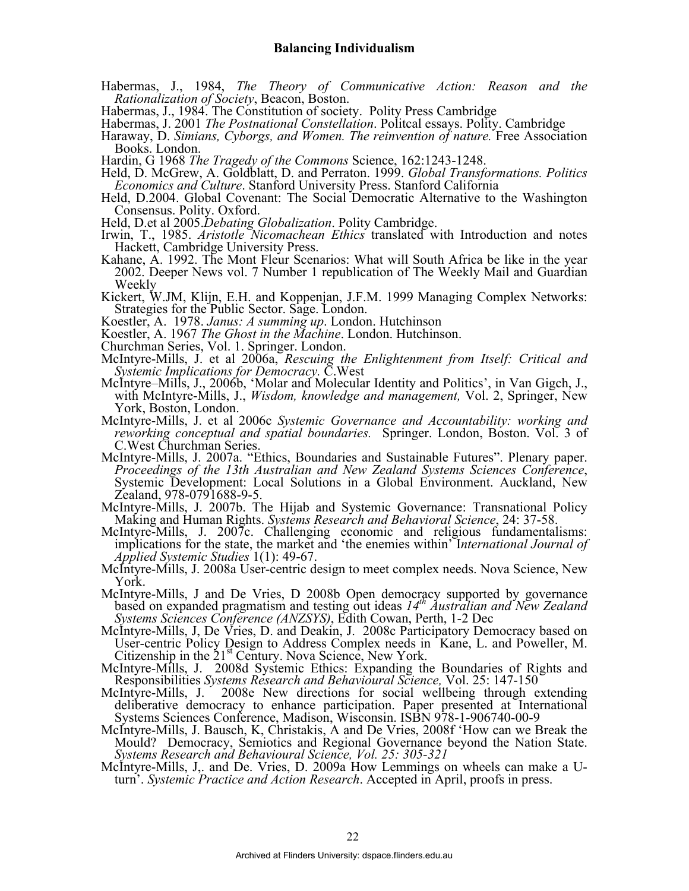Habermas, J., 1984, *The Theory of Communicative Action: Reason and the Rationalization of Society*, Beacon, Boston.

Habermas, J., 1984. The Constitution of society. Polity Press Cambridge

Habermas, J. 2001 *The Postnational Constellation*. Politcal essays. Polity. Cambridge

Haraway, D. *Simians, Cyborgs, and Women. The reinvention of nature.* Free Association Books. London.

Hardin, G 1968 *The Tragedy of the Commons* Science, 162:1243-1248.

Held, D. McGrew, A. Goldblatt, D. and Perraton. 1999. *Global Transformations. Politics Economics and Culture*. Stanford University Press. Stanford California

Held, D.2004. Global Covenant: The Social Democratic Alternative to the Washington Consensus. Polity. Oxford.

Held, D.et al 2005.*Debating Globalization*. Polity Cambridge.

Irwin, T., 1985. *Aristotle Nicomachean Ethics* translated with Introduction and notes Hackett, Cambridge University Press.

Kahane, A. 1992. The Mont Fleur Scenarios: What will South Africa be like in the year 2002. Deeper News vol. 7 Number 1 republication of The Weekly Mail and Guardian Weekly

Kickert, W.JM, Klijn, E.H. and Koppenjan, J.F.M. 1999 Managing Complex Networks: Strategies for the Public Sector. Sage. London.

Koestler, A. 1978. *Janus: A summing up*. London. Hutchinson

Koestler, A. 1967 *The Ghost in the Machine*. London. Hutchinson.

Churchman Series, Vol. 1. Springer. London.

McIntyre-Mills, J. et al 2006a, *Rescuing the Enlightenment from Itself: Critical and Systemic Implications for Democracy.* C.West

McIntyre–Mills, J., 2006b, 'Molar and Molecular Identity and Politics', in Van Gigch, J., with McIntyre-Mills, J., *Wisdom, knowledge and management,* Vol. 2, Springer, New York, Boston, London.

McIntyre-Mills, J. et al 2006c *Systemic Governance and Accountability: working and reworking conceptual and spatial boundaries.* Springer. London, Boston. Vol. 3 of C.West Churchman Series.

McIntyre-Mills, J. 2007a. "Ethics, Boundaries and Sustainable Futures". Plenary paper. *Proceedings of the 13th Australian and New Zealand Systems Sciences Conference*, Systemic Development: Local Solutions in a Global Environment. Auckland, New Zealand, 978-0791688-9-5.

McIntyre-Mills, J. 2007b. The Hijab and Systemic Governance: Transnational Policy Making and Human Rights. *Systems Research and Behavioral Science*, 24: 37-58.

McIntyre-Mills, J. 2007c. Challenging economic and religious fundamentalisms: implications for the state, the market and 'the enemies within' I*nternational Journal of Applied Systemic Studies* 1(1): 49-67.

McIntyre-Mills, J. 2008a User-centric design to meet complex needs. Nova Science, New York.

McIntyre-Mills, J and De Vries, D 2008b Open democracy supported by governance based on expanded pragmatism and testing out ideas *14th Australian and New Zealand Systems Sciences Conference (ANZSYS)*, Edith Cowan, Perth, 1-2 Dec

McIntyre-Mills, J, De Vries, D. and Deakin, J. 2008c Participatory Democracy based on User-centric Policy Design to Address Complex needs in Kane, L. and Poweller, M. Citizenship in the 21st Century. Nova Science, New York.

McIntyre-Mills, J. 2008d Systemic Ethics: Expanding the Boundaries of Rights and Responsibilities *Systems Research and Behavioural Science,* Vol. 25: 147-150

McIntyre-Mills, J. 2008e New directions for social wellbeing through extending deliberative democracy to enhance participation. Paper presented at International Systems Sciences Conference, Madison, Wisconsin. ISBN 978-1-906740-00-9

McIntyre-Mills, J. Bausch, K, Christakis, A and De Vries, 2008f 'How can we Break the Mould? Democracy, Semiotics and Regional Governance beyond the Nation State. *Systems Research and Behavioural Science, Vol. 25: 305-321*

McIntyre-Mills, J,. and De. Vries, D. 2009a How Lemmings on wheels can make a U-turn'. *Systemic Practice and Action Research*. Accepted in April, proofs in press.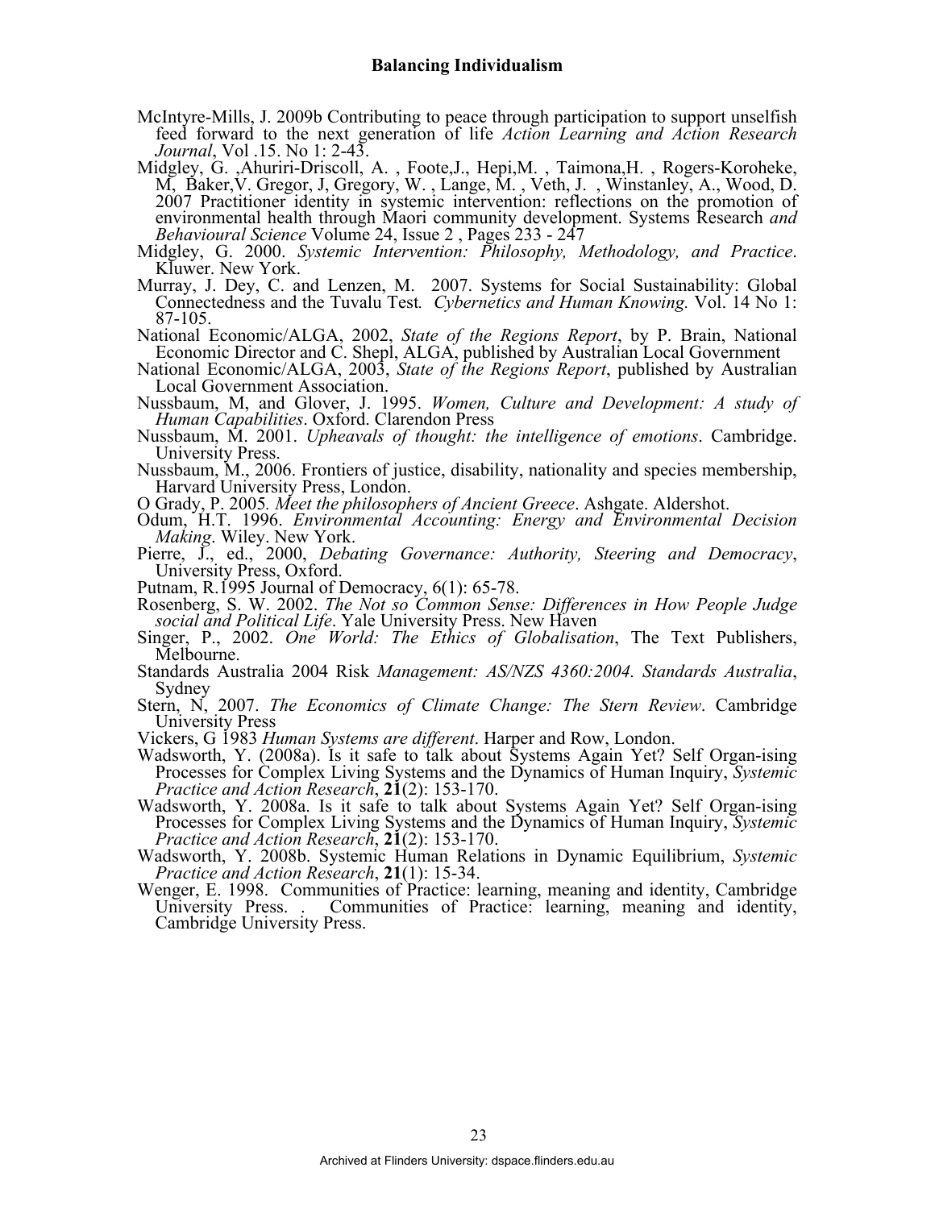McIntyre-Mills, J. 2009b Contributing to peace through participation to support unselfish feed forward to the next generation of life *Action Learning and Action Research Journal*, Vol .15. No 1: 2-43.

Midgley, G. ,Ahuriri-Driscoll, A. , Foote,J., Hepi,M. , Taimona,H. , Rogers-Koroheke, M, Baker,V. Gregor, J, Gregory, W. , Lange, M. , Veth, J. , Winstanley, A., Wood, D. 2007 Practitioner identity in systemic intervention: reflections on the promotion of environmental health through Maori community development. Systems Research *and Behavioural Science* Volume 24, Issue 2 , Pages 233 - 247

Midgley, G. 2000. *Systemic Intervention: Philosophy, Methodology, and Practice*. Kluwer. New York.

Murray, J. Dey, C. and Lenzen, M. 2007. Systems for Social Sustainability: Global Connectedness and the Tuvalu Test*. Cybernetics and Human Knowing.* Vol. 14 No 1: 87-105.

National Economic/ALGA, 2002, *State of the Regions Report*, by P. Brain, National Economic Director and C. Shepl, ALGA, published by Australian Local Government

National Economic/ALGA, 2003, *State of the Regions Report*, published by Australian Local Government Association.

Nussbaum, M, and Glover, J. 1995. *Women, Culture and Development: A study of Human Capabilities*. Oxford. Clarendon Press

Nussbaum, M. 2001. *Upheavals of thought: the intelligence of emotions*. Cambridge. University Press.

Nussbaum, M., 2006. Frontiers of justice, disability, nationality and species membership, Harvard University Press, London.

O Grady, P. 2005*. Meet the philosophers of Ancient Greece*. Ashgate. Aldershot.

Odum, H.T. 1996. *Environmental Accounting: Energy and Environmental Decision Making*. Wiley. New York.

Pierre, J., ed., 2000, *Debating Governance: Authority, Steering and Democracy*, University Press, Oxford.

Putnam, R.1995 Journal of Democracy, 6(1): 65-78.

Rosenberg, S. W. 2002. *The Not so Common Sense: Differences in How People Judge social and Political Life*. Yale University Press. New Haven

Singer, P., 2002. *One World: The Ethics of Globalisation*, The Text Publishers, Melbourne.

Standards Australia 2004 Risk *Management: AS/NZS 4360:2004. Standards Australia*, Sydney

Stern, N, 2007. *The Economics of Climate Change: The Stern Review*. Cambridge University Press

Vickers, G 1983 *Human Systems are different*. Harper and Row, London.

Wadsworth, Y. (2008a). Is it safe to talk about Systems Again Yet? Self Organ-ising Processes for Complex Living Systems and the Dynamics of Human Inquiry, *Systemic Practice and Action Research*, **21**(2): 153-170.

Wadsworth, Y. 2008a. Is it safe to talk about Systems Again Yet? Self Organ-ising Processes for Complex Living Systems and the Dynamics of Human Inquiry, *Systemic Practice and Action Research*, **21**(2): 153-170.

Wadsworth, Y. 2008b. Systemic Human Relations in Dynamic Equilibrium, *Systemic Practice and Action Research*, **21**(1): 15-34.

Wenger, E. 1998. Communities of Practice: learning, meaning and identity, Cambridge University Press. . Communities of Practice: learning, meaning and identity, Cambridge University Press.

Archived at Flinders University: dspace.flinders.edu.au